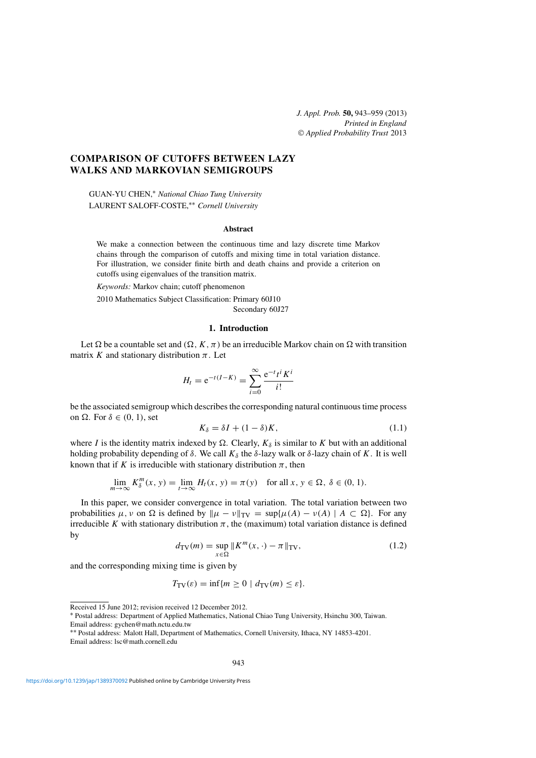# COMPARISON OF CUTOFFS BETWEEN LAZY WALKS AND MARKOVIAN SEMIGROUPS

GUAN-YU CHEN,[*] *National Chiao Tung University*
LAURENT SALOFF-COSTE,[**] *Cornell University*

### Abstract

We make a connection between the continuous time and lazy discrete time Markov chains through the comparison of cutoffs and mixing time in total variation distance. For illustration, we consider finite birth and death chains and provide a criterion on cutoffs using eigenvalues of the transition matrix.

*Keywords:* Markov chain; cutoff phenomenon

2010 Mathematics Subject Classification: Primary 60J10
Secondary 60J27

## 1. Introduction

Let $\Omega$ be a countable set and $(\Omega, K, \pi)$ be an irreducible Markov chain on $\Omega$ with transition matrix $K$ and stationary distribution $\pi$. Let

$$H_t = \mathrm{e}^{-t(I-K)} = \sum_{i=0}^{\infty} \frac{\mathrm{e}^{-t} t^i K^i}{i!}$$

be the associated semigroup which describes the corresponding natural continuous time process on $\Omega$. For $\delta \in (0, 1)$, set

$$K_\delta = \delta I + (1 - \delta)K, \tag{1.1}$$

where $I$ is the identity matrix indexed by $\Omega$. Clearly, $K_\delta$ is similar to $K$ but with an additional holding probability depending of $\delta$. We call $K_\delta$ the $\delta$-lazy walk or $\delta$-lazy chain of $K$. It is well known that if $K$ is irreducible with stationary distribution $\pi$, then

$$\lim_{m\to\infty} K_\delta^m(x, y) = \lim_{t\to\infty} H_t(x, y) = \pi(y) \quad \text{for all } x, y \in \Omega,\ \delta \in (0, 1).$$

In this paper, we consider convergence in total variation. The total variation between two probabilities $\mu, \nu$ on $\Omega$ is defined by $\|\mu - \nu\|_{\mathrm{TV}} = \sup\{\mu(A) - \nu(A) \mid A \subset \Omega\}$. For any irreducible $K$ with stationary distribution $\pi$, the (maximum) total variation distance is defined by

$$d_{\mathrm{TV}}(m) = \sup_{x\in\Omega} \|K^m(x, \cdot) - \pi\|_{\mathrm{TV}}, \tag{1.2}$$

and the corresponding mixing time is given by

$$T_{\mathrm{TV}}(\varepsilon) = \inf\{m \geq 0 \mid d_{\mathrm{TV}}(m) \leq \varepsilon\}.$$

---

Received 15 June 2012; revision received 12 December 2012.

[*] Postal address: Department of Applied Mathematics, National Chiao Tung University, Hsinchu 300, Taiwan.
Email address: gychen@math.nctu.edu.tw

[**] Postal address: Malott Hall, Department of Mathematics, Cornell University, Ithaca, NY 14853-4201.
Email address: lsc@math.cornell.edu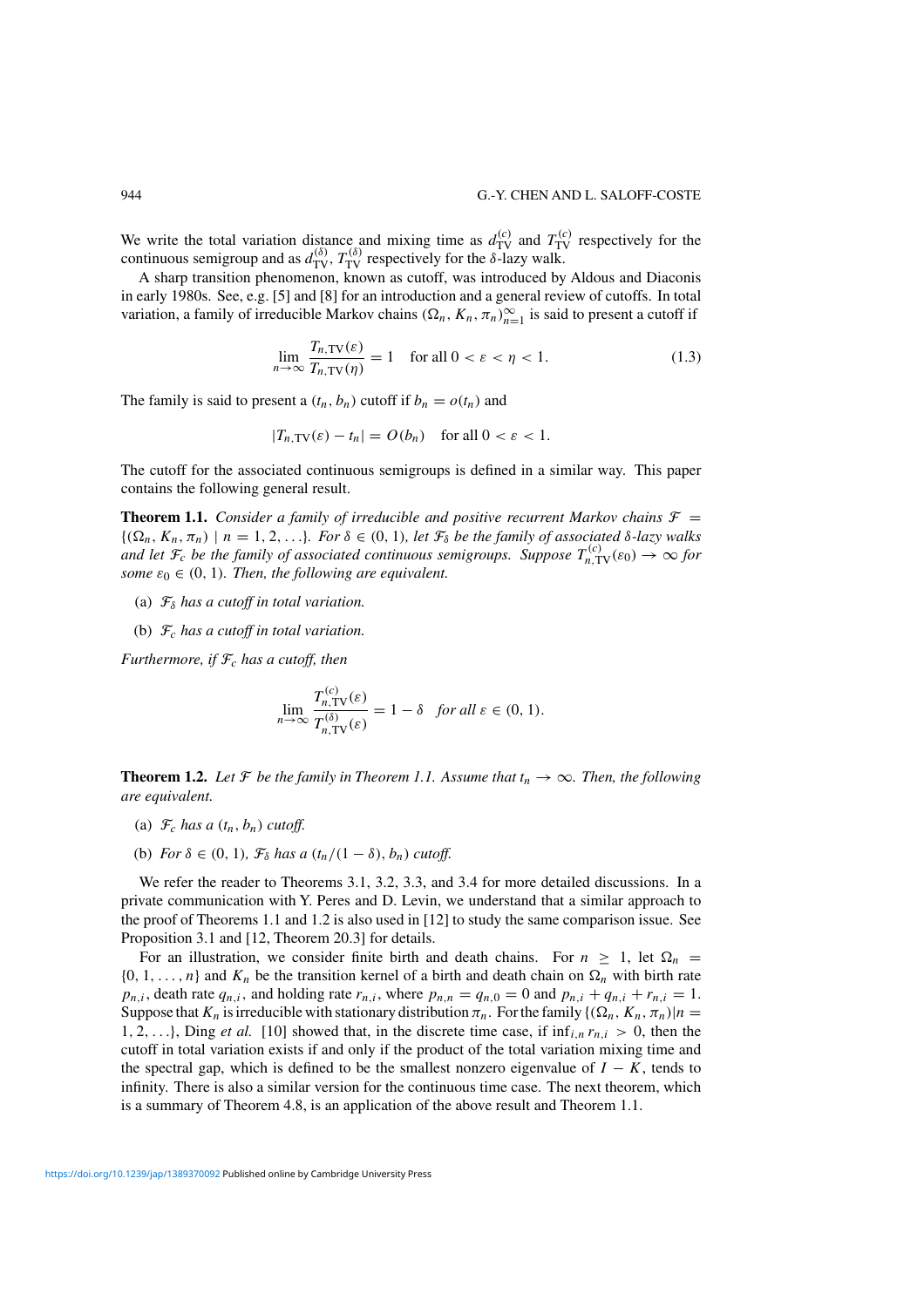We write the total variation distance and mixing time as $d_{\mathrm{TV}}^{(c)}$ and $T_{\mathrm{TV}}^{(c)}$ respectively for the continuous semigroup and as $d_{\mathrm{TV}}^{(\delta)}$, $T_{\mathrm{TV}}^{(\delta)}$ respectively for the $\delta$-lazy walk.

A sharp transition phenomenon, known as cutoff, was introduced by Aldous and Diaconis in early 1980s. See, e.g. [5] and [8] for an introduction and a general review of cutoffs. In total variation, a family of irreducible Markov chains $(\Omega_n, K_n, \pi_n)_{n=1}^{\infty}$ is said to present a cutoff if

$$\lim_{n\to\infty} \frac{T_{n,\mathrm{TV}}(\varepsilon)}{T_{n,\mathrm{TV}}(\eta)} = 1 \quad \text{for all } 0 < \varepsilon < \eta < 1. \tag{1.3}$$

The family is said to present a $(t_n, b_n)$ cutoff if $b_n = o(t_n)$ and

$$|T_{n,\mathrm{TV}}(\varepsilon) - t_n| = O(b_n) \quad \text{for all } 0 < \varepsilon < 1.$$

The cutoff for the associated continuous semigroups is defined in a similar way. This paper contains the following general result.

**Theorem 1.1.** *Consider a family of irreducible and positive recurrent Markov chains $\mathcal{F} = \{(\Omega_n, K_n, \pi_n) \mid n = 1, 2, \ldots\}$. For $\delta \in (0, 1)$, let $\mathcal{F}_\delta$ be the family of associated $\delta$-lazy walks and let $\mathcal{F}_c$ be the family of associated continuous semigroups. Suppose $T_{n,\mathrm{TV}}^{(c)}(\varepsilon_0) \to \infty$ for some $\varepsilon_0 \in (0, 1)$. Then, the following are equivalent.*

(a) *$\mathcal{F}_\delta$ has a cutoff in total variation.*

(b) *$\mathcal{F}_c$ has a cutoff in total variation.*

*Furthermore, if $\mathcal{F}_c$ has a cutoff, then*

$$\lim_{n\to\infty} \frac{T_{n,\mathrm{TV}}^{(c)}(\varepsilon)}{T_{n,\mathrm{TV}}^{(\delta)}(\varepsilon)} = 1 - \delta \quad \textit{for all } \varepsilon \in (0, 1).$$

**Theorem 1.2.** *Let $\mathcal{F}$ be the family in Theorem 1.1. Assume that $t_n \to \infty$. Then, the following are equivalent.*

(a) *$\mathcal{F}_c$ has a $(t_n, b_n)$ cutoff.*

(b) *For $\delta \in (0, 1)$, $\mathcal{F}_\delta$ has a $(t_n/(1 - \delta), b_n)$ cutoff.*

We refer the reader to Theorems 3.1, 3.2, 3.3, and 3.4 for more detailed discussions. In a private communication with Y. Peres and D. Levin, we understand that a similar approach to the proof of Theorems 1.1 and 1.2 is also used in [12] to study the same comparison issue. See Proposition 3.1 and [12, Theorem 20.3] for details.

For an illustration, we consider finite birth and death chains. For $n \geq 1$, let $\Omega_n = \{0, 1, \ldots, n\}$ and $K_n$ be the transition kernel of a birth and death chain on $\Omega_n$ with birth rate $p_{n,i}$, death rate $q_{n,i}$, and holding rate $r_{n,i}$, where $p_{n,n} = q_{n,0} = 0$ and $p_{n,i} + q_{n,i} + r_{n,i} = 1$. Suppose that $K_n$ is irreducible with stationary distribution $\pi_n$. For the family $\{(\Omega_n, K_n, \pi_n) | n = 1, 2, \ldots\}$, Ding *et al.* [10] showed that, in the discrete time case, if $\inf_{i,n} r_{n,i} > 0$, then the cutoff in total variation exists if and only if the product of the total variation mixing time and the spectral gap, which is defined to be the smallest nonzero eigenvalue of $I - K$, tends to infinity. There is also a similar version for the continuous time case. The next theorem, which is a summary of Theorem 4.8, is an application of the above result and Theorem 1.1.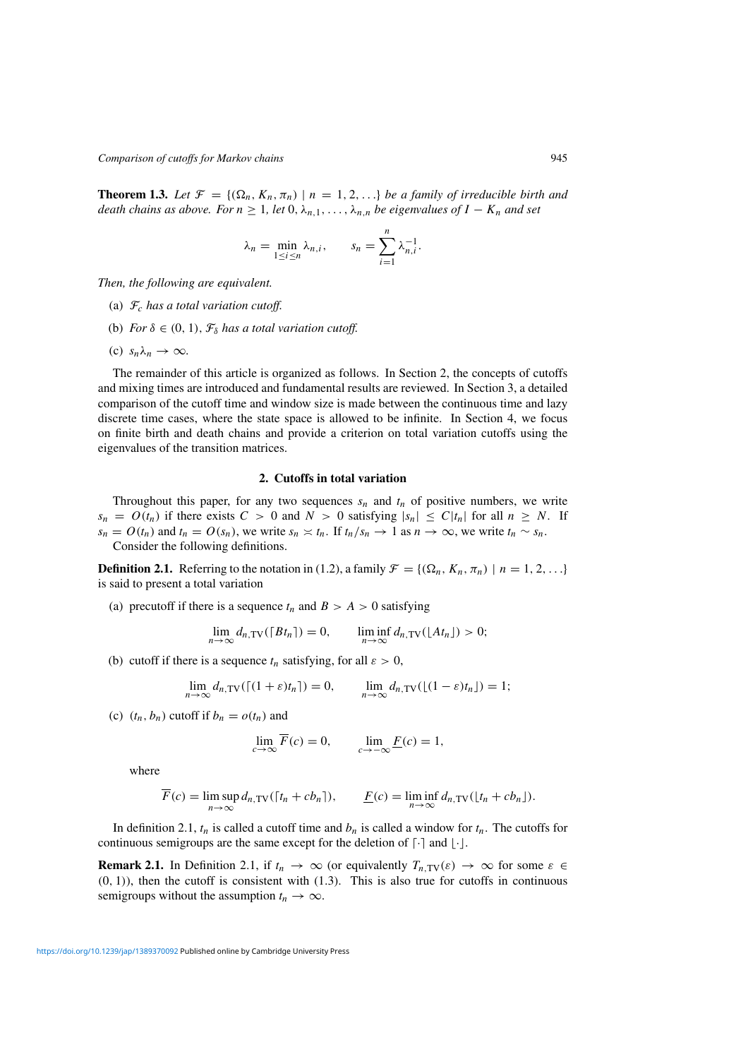**Theorem 1.3.** *Let $\mathcal{F} = \{(\Omega_n, K_n, \pi_n) \mid n = 1, 2, \ldots\}$ be a family of irreducible birth and death chains as above. For $n \geq 1$, let $0, \lambda_{n,1}, \ldots, \lambda_{n,n}$ be eigenvalues of $I - K_n$ and set*

$$\lambda_n = \min_{1 \leq i \leq n} \lambda_{n,i}, \qquad s_n = \sum_{i=1}^{n} \lambda_{n,i}^{-1}.$$

*Then, the following are equivalent.*

(a) *$\mathcal{F}_c$ has a total variation cutoff.*

(b) *For $\delta \in (0, 1)$, $\mathcal{F}_\delta$ has a total variation cutoff.*

(c) *$s_n \lambda_n \to \infty$.*

The remainder of this article is organized as follows. In Section 2, the concepts of cutoffs and mixing times are introduced and fundamental results are reviewed. In Section 3, a detailed comparison of the cutoff time and window size is made between the continuous time and lazy discrete time cases, where the state space is allowed to be infinite. In Section 4, we focus on finite birth and death chains and provide a criterion on total variation cutoffs using the eigenvalues of the transition matrices.

## 2. Cutoffs in total variation

Throughout this paper, for any two sequences $s_n$ and $t_n$ of positive numbers, we write $s_n = O(t_n)$ if there exists $C > 0$ and $N > 0$ satisfying $|s_n| \leq C|t_n|$ for all $n \geq N$. If $s_n = O(t_n)$ and $t_n = O(s_n)$, we write $s_n \asymp t_n$. If $t_n/s_n \to 1$ as $n \to \infty$, we write $t_n \sim s_n$.

Consider the following definitions.

**Definition 2.1.** Referring to the notation in (1.2), a family $\mathcal{F} = \{(\Omega_n, K_n, \pi_n) \mid n = 1, 2, \ldots\}$ is said to present a total variation

(a) precutoff if there is a sequence $t_n$ and $B > A > 0$ satisfying

$$\lim_{n\to\infty} d_{n,\mathrm{TV}}(\lceil Bt_n \rceil) = 0, \qquad \liminf_{n\to\infty} d_{n,\mathrm{TV}}(\lfloor At_n \rfloor) > 0;$$

(b) cutoff if there is a sequence $t_n$ satisfying, for all $\varepsilon > 0$,

$$\lim_{n\to\infty} d_{n,\mathrm{TV}}(\lceil (1+\varepsilon)t_n \rceil) = 0, \qquad \lim_{n\to\infty} d_{n,\mathrm{TV}}(\lfloor (1-\varepsilon)t_n \rfloor) = 1;$$

(c) $(t_n, b_n)$ cutoff if $b_n = o(t_n)$ and

$$\lim_{c\to\infty} \overline{F}(c) = 0, \qquad \lim_{c\to-\infty} \underline{F}(c) = 1,$$

where

$$\overline{F}(c) = \limsup_{n\to\infty} d_{n,\mathrm{TV}}(\lceil t_n + cb_n \rceil), \qquad \underline{F}(c) = \liminf_{n\to\infty} d_{n,\mathrm{TV}}(\lfloor t_n + cb_n \rfloor).$$

In definition 2.1, $t_n$ is called a cutoff time and $b_n$ is called a window for $t_n$. The cutoffs for continuous semigroups are the same except for the deletion of $\lceil\cdot\rceil$ and $\lfloor\cdot\rfloor$.

**Remark 2.1.** In Definition 2.1, if $t_n \to \infty$ (or equivalently $T_{n,\mathrm{TV}}(\varepsilon) \to \infty$ for some $\varepsilon \in (0, 1)$), then the cutoff is consistent with (1.3). This is also true for cutoffs in continuous semigroups without the assumption $t_n \to \infty$.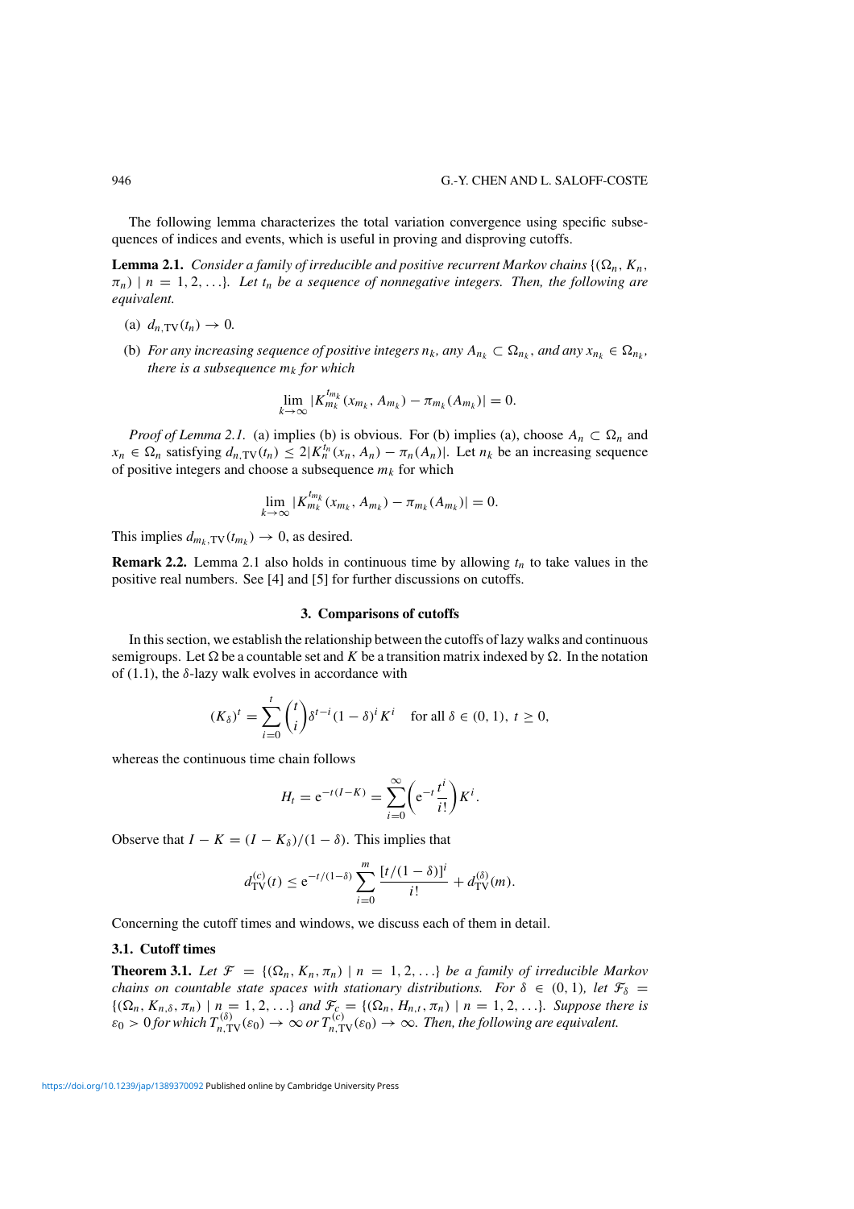The following lemma characterizes the total variation convergence using specific subsequences of indices and events, which is useful in proving and disproving cutoffs.

**Lemma 2.1.** *Consider a family of irreducible and positive recurrent Markov chains* $\{(\Omega_n, K_n, \pi_n) \mid n = 1, 2, \ldots\}$. *Let* $t_n$ *be a sequence of nonnegative integers. Then, the following are equivalent.*

(a) $d_{n,\mathrm{TV}}(t_n) \to 0$.

(b) *For any increasing sequence of positive integers* $n_k$, *any* $A_{n_k} \subset \Omega_{n_k}$, *and any* $x_{n_k} \in \Omega_{n_k}$, *there is a subsequence* $m_k$ *for which*

$$\lim_{k\to\infty} |K_{m_k}^{t_{m_k}}(x_{m_k}, A_{m_k}) - \pi_{m_k}(A_{m_k})| = 0.$$

*Proof of Lemma 2.1.* (a) implies (b) is obvious. For (b) implies (a), choose $A_n \subset \Omega_n$ and $x_n \in \Omega_n$ satisfying $d_{n,\mathrm{TV}}(t_n) \le 2|K_n^{t_n}(x_n, A_n) - \pi_n(A_n)|$. Let $n_k$ be an increasing sequence of positive integers and choose a subsequence $m_k$ for which

$$\lim_{k\to\infty} |K_{m_k}^{t_{m_k}}(x_{m_k}, A_{m_k}) - \pi_{m_k}(A_{m_k})| = 0.$$

This implies $d_{m_k,\mathrm{TV}}(t_{m_k}) \to 0$, as desired.

**Remark 2.2.** Lemma 2.1 also holds in continuous time by allowing $t_n$ to take values in the positive real numbers. See [4] and [5] for further discussions on cutoffs.

## 3. Comparisons of cutoffs

In this section, we establish the relationship between the cutoffs of lazy walks and continuous semigroups. Let $\Omega$ be a countable set and $K$ be a transition matrix indexed by $\Omega$. In the notation of (1.1), the $\delta$-lazy walk evolves in accordance with

$$(K_\delta)^t = \sum_{i=0}^{t} \binom{t}{i} \delta^{t-i}(1-\delta)^i K^i \quad \text{for all } \delta \in (0,1),\ t \ge 0,$$

whereas the continuous time chain follows

$$H_t = \mathrm{e}^{-t(I-K)} = \sum_{i=0}^{\infty} \left(\mathrm{e}^{-t}\frac{t^i}{i!}\right) K^i.$$

Observe that $I - K = (I - K_\delta)/(1-\delta)$. This implies that

$$d_{\mathrm{TV}}^{(c)}(t) \le \mathrm{e}^{-t/(1-\delta)} \sum_{i=0}^{m} \frac{[t/(1-\delta)]^i}{i!} + d_{\mathrm{TV}}^{(\delta)}(m).$$

Concerning the cutoff times and windows, we discuss each of them in detail.

### 3.1. Cutoff times

**Theorem 3.1.** *Let* $\mathcal{F} = \{(\Omega_n, K_n, \pi_n) \mid n = 1, 2, \ldots\}$ *be a family of irreducible Markov chains on countable state spaces with stationary distributions. For* $\delta \in (0, 1)$, *let* $\mathcal{F}_\delta = \{(\Omega_n, K_{n,\delta}, \pi_n) \mid n = 1, 2, \ldots\}$ *and* $\mathcal{F}_c = \{(\Omega_n, H_{n,t}, \pi_n) \mid n = 1, 2, \ldots\}$. *Suppose there is* $\varepsilon_0 > 0$ *for which* $T_{n,\mathrm{TV}}^{(\delta)}(\varepsilon_0) \to \infty$ *or* $T_{n,\mathrm{TV}}^{(c)}(\varepsilon_0) \to \infty$. *Then, the following are equivalent.*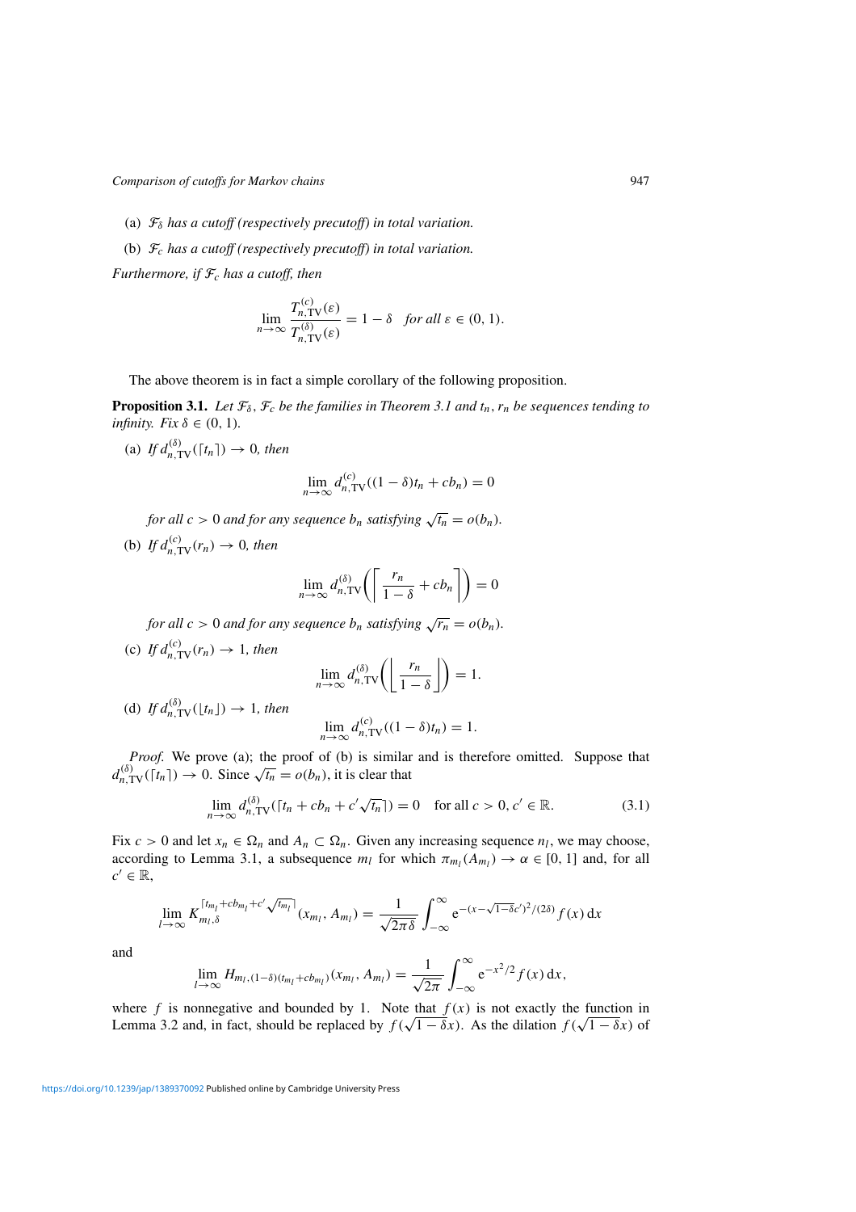(a) $\mathcal{F}_\delta$ *has a cutoff (respectively precutoff) in total variation.*

(b) $\mathcal{F}_c$ *has a cutoff (respectively precutoff) in total variation.*

*Furthermore, if* $\mathcal{F}_c$ *has a cutoff, then*

$$\lim_{n\to\infty} \frac{T^{(c)}_{n,\mathrm{TV}}(\varepsilon)}{T^{(\delta)}_{n,\mathrm{TV}}(\varepsilon)} = 1-\delta \quad \textit{for all } \varepsilon \in (0,1).$$

The above theorem is in fact a simple corollary of the following proposition.

**Proposition 3.1.** *Let* $\mathcal{F}_\delta$, $\mathcal{F}_c$ *be the families in Theorem 3.1 and* $t_n$, $r_n$ *be sequences tending to infinity. Fix* $\delta \in (0,1)$.

(a) *If* $d^{(\delta)}_{n,\mathrm{TV}}(\lceil t_n \rceil) \to 0$, *then*

$$\lim_{n\to\infty} d^{(c)}_{n,\mathrm{TV}}((1-\delta)t_n + cb_n) = 0$$

*for all* $c > 0$ *and for any sequence* $b_n$ *satisfying* $\sqrt{t_n} = o(b_n)$.

(b) *If* $d^{(c)}_{n,\mathrm{TV}}(r_n) \to 0$, *then*

$$\lim_{n\to\infty} d^{(\delta)}_{n,\mathrm{TV}}\bigg(\bigg\lceil \frac{r_n}{1-\delta} + cb_n \bigg\rceil\bigg) = 0$$

*for all* $c > 0$ *and for any sequence* $b_n$ *satisfying* $\sqrt{r_n} = o(b_n)$.

(c) *If* $d^{(c)}_{n,\mathrm{TV}}(r_n) \to 1$, *then*

$$\lim_{n\to\infty} d^{(\delta)}_{n,\mathrm{TV}}\bigg(\bigg\lfloor \frac{r_n}{1-\delta} \bigg\rfloor\bigg) = 1.$$

(d) *If* $d^{(\delta)}_{n,\mathrm{TV}}(\lfloor t_n \rfloor) \to 1$, *then*

$$\lim_{n\to\infty} d^{(c)}_{n,\mathrm{TV}}((1-\delta)t_n) = 1.$$

*Proof.* We prove (a); the proof of (b) is similar and is therefore omitted. Suppose that $d^{(\delta)}_{n,\mathrm{TV}}(\lceil t_n \rceil) \to 0$. Since $\sqrt{t_n} = o(b_n)$, it is clear that

$$\lim_{n\to\infty} d^{(\delta)}_{n,\mathrm{TV}}(\lceil t_n + cb_n + c'\sqrt{t_n}\rceil) = 0 \quad \text{for all } c > 0, c' \in \mathbb{R}. \tag{3.1}$$

Fix $c > 0$ and let $x_n \in \Omega_n$ and $A_n \subset \Omega_n$. Given any increasing sequence $n_l$, we may choose, according to Lemma 3.1, a subsequence $m_l$ for which $\pi_{m_l}(A_{m_l}) \to \alpha \in [0,1]$ and, for all $c' \in \mathbb{R}$,

$$\lim_{l\to\infty} K_{m_l,\delta}^{\lceil t_{m_l} + cb_{m_l} + c'\sqrt{t_{m_l}}\rceil}(x_{m_l}, A_{m_l}) = \frac{1}{\sqrt{2\pi\delta}} \int_{-\infty}^{\infty} \mathrm{e}^{-(x-\sqrt{1-\delta}c')^2/(2\delta)} f(x)\,\mathrm{d}x$$

and

$$\lim_{l\to\infty} H_{m_l,(1-\delta)(t_{m_l}+cb_{m_l})}(x_{m_l}, A_{m_l}) = \frac{1}{\sqrt{2\pi}} \int_{-\infty}^{\infty} \mathrm{e}^{-x^2/2} f(x)\,\mathrm{d}x,$$

where $f$ is nonnegative and bounded by 1. Note that $f(x)$ is not exactly the function in Lemma 3.2 and, in fact, should be replaced by $f(\sqrt{1-\delta}x)$. As the dilation $f(\sqrt{1-\delta}x)$ of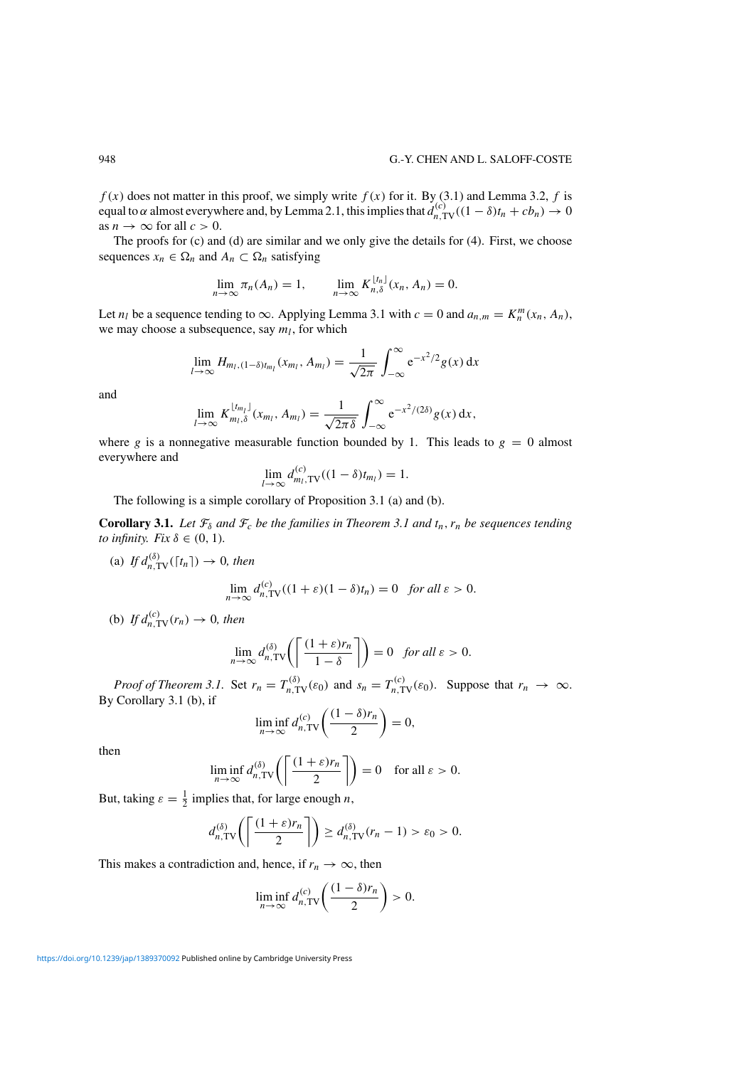$f(x)$ does not matter in this proof, we simply write $f(x)$ for it. By (3.1) and Lemma 3.2, $f$ is equal to $\alpha$ almost everywhere and, by Lemma 2.1, this implies that $d_{n,\mathrm{TV}}^{(c)}((1-\delta)t_n + cb_n) \to 0$ as $n \to \infty$ for all $c > 0$.

The proofs for (c) and (d) are similar and we only give the details for (4). First, we choose sequences $x_n \in \Omega_n$ and $A_n \subset \Omega_n$ satisfying

$$\lim_{n\to\infty} \pi_n(A_n) = 1, \qquad \lim_{n\to\infty} K_{n,\delta}^{\lfloor t_n \rfloor}(x_n, A_n) = 0.$$

Let $n_l$ be a sequence tending to $\infty$. Applying Lemma 3.1 with $c = 0$ and $a_{n,m} = K_n^m(x_n, A_n)$, we may choose a subsequence, say $m_l$, for which

$$\lim_{l\to\infty} H_{m_l,(1-\delta)t_{m_l}}(x_{m_l}, A_{m_l}) = \frac{1}{\sqrt{2\pi}} \int_{-\infty}^{\infty} \mathrm{e}^{-x^2/2} g(x)\,\mathrm{d}x$$

and

$$\lim_{l\to\infty} K_{m_l,\delta}^{\lfloor t_{m_l} \rfloor}(x_{m_l}, A_{m_l}) = \frac{1}{\sqrt{2\pi\delta}} \int_{-\infty}^{\infty} \mathrm{e}^{-x^2/(2\delta)} g(x)\,\mathrm{d}x,$$

where $g$ is a nonnegative measurable function bounded by 1. This leads to $g = 0$ almost everywhere and

$$\lim_{l\to\infty} d_{m_l,\mathrm{TV}}^{(c)}((1-\delta)t_{m_l}) = 1.$$

The following is a simple corollary of Proposition 3.1 (a) and (b).

**Corollary 3.1.** *Let $\mathcal{F}_\delta$ and $\mathcal{F}_c$ be the families in Theorem 3.1 and $t_n, r_n$ be sequences tending to infinity. Fix $\delta \in (0, 1)$.*

(a) *If $d_{n,\mathrm{TV}}^{(\delta)}(\lceil t_n \rceil) \to 0$, then*

$$\lim_{n\to\infty} d_{n,\mathrm{TV}}^{(c)}((1+\varepsilon)(1-\delta)t_n) = 0 \quad \textit{for all } \varepsilon > 0.$$

(b) *If $d_{n,\mathrm{TV}}^{(c)}(r_n) \to 0$, then*

$$\lim_{n\to\infty} d_{n,\mathrm{TV}}^{(\delta)}\left(\left\lceil \frac{(1+\varepsilon)r_n}{1-\delta} \right\rceil\right) = 0 \quad \textit{for all } \varepsilon > 0.$$

*Proof of Theorem 3.1.* Set $r_n = T_{n,\mathrm{TV}}^{(\delta)}(\varepsilon_0)$ and $s_n = T_{n,\mathrm{TV}}^{(c)}(\varepsilon_0)$. Suppose that $r_n \to \infty$. By Corollary 3.1 (b), if

$$\liminf_{n\to\infty} d_{n,\mathrm{TV}}^{(c)}\left(\frac{(1-\delta)r_n}{2}\right) = 0,$$

then

$$\liminf_{n\to\infty} d_{n,\mathrm{TV}}^{(\delta)}\left(\left\lceil \frac{(1+\varepsilon)r_n}{2} \right\rceil\right) = 0 \quad \text{for all } \varepsilon > 0.$$

But, taking $\varepsilon = \frac{1}{2}$ implies that, for large enough $n$,

$$d_{n,\mathrm{TV}}^{(\delta)}\left(\left\lceil \frac{(1+\varepsilon)r_n}{2} \right\rceil\right) \geq d_{n,\mathrm{TV}}^{(\delta)}(r_n - 1) > \varepsilon_0 > 0.$$

This makes a contradiction and, hence, if $r_n \to \infty$, then

$$\liminf_{n\to\infty} d_{n,\mathrm{TV}}^{(c)}\left(\frac{(1-\delta)r_n}{2}\right) > 0.$$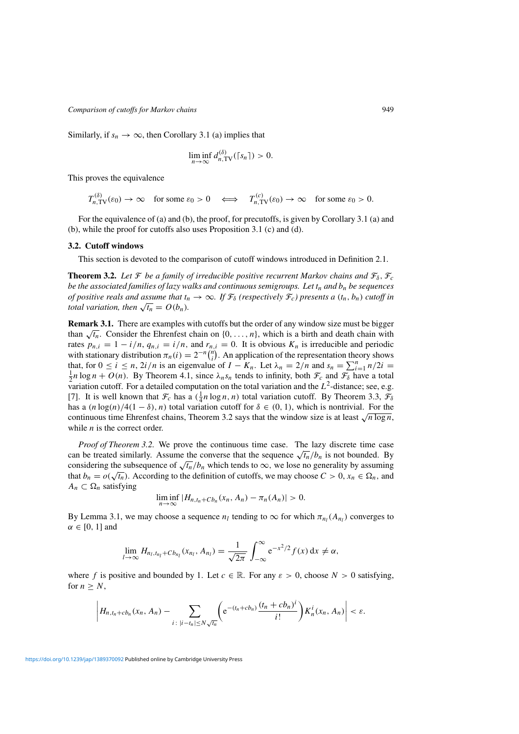Similarly, if $s_n \to \infty$, then Corollary 3.1 (a) implies that

$$\liminf_{n\to\infty} d_{n,\mathrm{TV}}^{(\delta)}(\lceil s_n \rceil) > 0.$$

This proves the equivalence

$$T_{n,\mathrm{TV}}^{(\delta)}(\varepsilon_0) \to \infty \quad \text{for some } \varepsilon_0 > 0 \quad \Longleftrightarrow \quad T_{n,\mathrm{TV}}^{(c)}(\varepsilon_0) \to \infty \quad \text{for some } \varepsilon_0 > 0.$$

For the equivalence of (a) and (b), the proof, for precutoffs, is given by Corollary 3.1 (a) and (b), while the proof for cutoffs also uses Proposition 3.1 (c) and (d).

### 3.2. Cutoff windows

This section is devoted to the comparison of cutoff windows introduced in Definition 2.1.

**Theorem 3.2.** *Let $\mathcal{F}$ be a family of irreducible positive recurrent Markov chains and $\mathcal{F}_\delta$, $\mathcal{F}_c$ be the associated families of lazy walks and continuous semigroups. Let $t_n$ and $b_n$ be sequences of positive reals and assume that $t_n \to \infty$. If $\mathcal{F}_\delta$ (respectively $\mathcal{F}_c$) presents a $(t_n, b_n)$ cutoff in total variation, then $\sqrt{t_n} = O(b_n)$.*

**Remark 3.1.** There are examples with cutoffs but the order of any window size must be bigger than $\sqrt{t_n}$. Consider the Ehrenfest chain on $\{0, \dots, n\}$, which is a birth and death chain with rates $p_{n,i} = 1 - i/n$, $q_{n,i} = i/n$, and $r_{n,i} = 0$. It is obvious $K_n$ is irreducible and periodic with stationary distribution $\pi_n(i) = 2^{-n}\binom{n}{i}$. An application of the representation theory shows that, for $0 \le i \le n$, $2i/n$ is an eigenvalue of $I - K_n$. Let $\lambda_n = 2/n$ and $s_n = \sum_{i=1}^n n/2i = \frac{1}{2} n \log n + O(n)$. By Theorem 4.1, since $\lambda_n s_n$ tends to infinity, both $\mathcal{F}_c$ and $\mathcal{F}_\delta$ have a total variation cutoff. For a detailed computation on the total variation and the $L^2$-distance; see, e.g. [7]. It is well known that $\mathcal{F}_c$ has a $(\frac{1}{4} n \log n, n)$ total variation cutoff. By Theorem 3.3, $\mathcal{F}_\delta$ has a $(n \log(n)/4(1-\delta), n)$ total variation cutoff for $\delta \in (0, 1)$, which is nontrivial. For the continuous time Ehrenfest chains, Theorem 3.2 says that the window size is at least $\sqrt{n \log n}$, while $n$ is the correct order.

*Proof of Theorem 3.2.* We prove the continuous time case. The lazy discrete time case can be treated similarly. Assume the converse that the sequence $\sqrt{t_n}/b_n$ is not bounded. By considering the subsequence of $\sqrt{t_n}/b_n$ which tends to $\infty$, we lose no generality by assuming that $b_n = o(\sqrt{t_n})$. According to the definition of cutoffs, we may choose $C > 0$, $x_n \in \Omega_n$, and $A_n \subset \Omega_n$ satisfying

$$\liminf_{n\to\infty} |H_{n,t_n+Cb_n}(x_n, A_n) - \pi_n(A_n)| > 0.$$

By Lemma 3.1, we may choose a sequence $n_l$ tending to $\infty$ for which $\pi_{n_l}(A_{n_l})$ converges to $\alpha \in [0, 1]$ and

$$\lim_{l\to\infty} H_{n_l, t_{n_l}+Cb_{n_l}}(x_{n_l}, A_{n_l}) = \frac{1}{\sqrt{2\pi}} \int_{-\infty}^{\infty} \mathrm{e}^{-x^2/2} f(x)\, \mathrm{d}x \neq \alpha,$$

where $f$ is positive and bounded by 1. Let $c \in \mathbb{R}$. For any $\varepsilon > 0$, choose $N > 0$ satisfying, for $n \ge N$,

$$\left| H_{n,t_n+cb_n}(x_n, A_n) - \sum_{i\colon |i-t_n| \le N\sqrt{t_n}} \left( \mathrm{e}^{-(t_n+cb_n)} \frac{(t_n+cb_n)^i}{i!} \right) K_n^i(x_n, A_n) \right| < \varepsilon.$$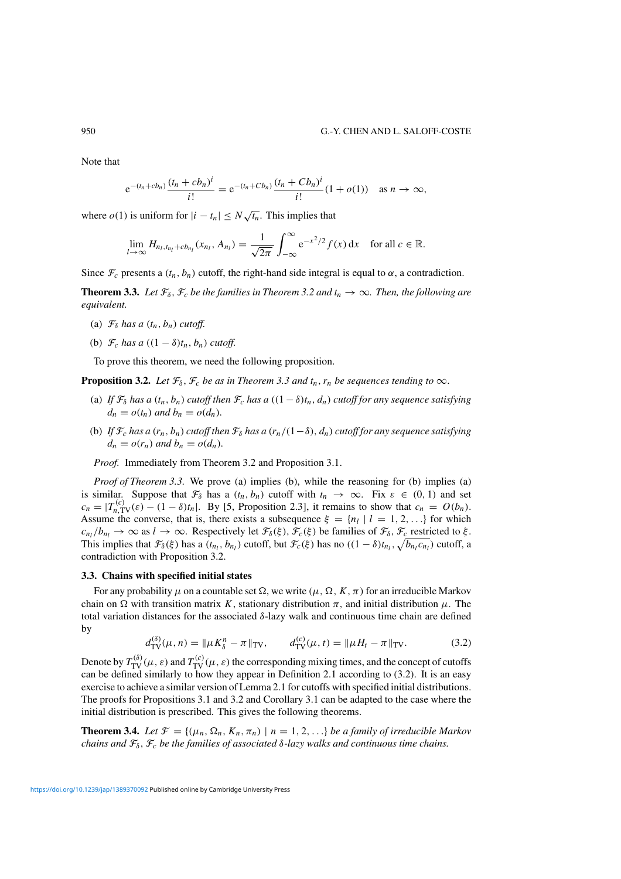Note that

$$\mathrm{e}^{-(t_n+cb_n)}\frac{(t_n+cb_n)^i}{i!}=\mathrm{e}^{-(t_n+Cb_n)}\frac{(t_n+Cb_n)^i}{i!}(1+o(1))\quad\text{as } n\to\infty,$$

where $o(1)$ is uniform for $|i-t_n|\le N\sqrt{t_n}$. This implies that

$$\lim_{l\to\infty}H_{n_l,t_{n_l}+cb_{n_l}}(x_{n_l},A_{n_l})=\frac{1}{\sqrt{2\pi}}\int_{-\infty}^{\infty}\mathrm{e}^{-x^2/2}f(x)\,\mathrm{d}x\quad\text{for all } c\in\mathbb{R}.$$

Since $\mathcal{F}_c$ presents a $(t_n,b_n)$ cutoff, the right-hand side integral is equal to $\alpha$, a contradiction.

**Theorem 3.3.** *Let $\mathcal{F}_\delta$, $\mathcal{F}_c$ be the families in Theorem 3.2 and $t_n\to\infty$. Then, the following are equivalent.*

(a) *$\mathcal{F}_\delta$ has a $(t_n,b_n)$ cutoff.*

(b) *$\mathcal{F}_c$ has a $((1-\delta)t_n,b_n)$ cutoff.*

To prove this theorem, we need the following proposition.

**Proposition 3.2.** *Let $\mathcal{F}_\delta$, $\mathcal{F}_c$ be as in Theorem 3.3 and $t_n$, $r_n$ be sequences tending to $\infty$.*

(a) *If $\mathcal{F}_\delta$ has a $(t_n,b_n)$ cutoff then $\mathcal{F}_c$ has a $((1-\delta)t_n,d_n)$ cutoff for any sequence satisfying $d_n=o(t_n)$ and $b_n=o(d_n)$.*

(b) *If $\mathcal{F}_c$ has a $(r_n,b_n)$ cutoff then $\mathcal{F}_\delta$ has a $(r_n/(1-\delta),d_n)$ cutoff for any sequence satisfying $d_n=o(r_n)$ and $b_n=o(d_n)$.*

*Proof.* Immediately from Theorem 3.2 and Proposition 3.1.

*Proof of Theorem 3.3.* We prove (a) implies (b), while the reasoning for (b) implies (a) is similar. Suppose that $\mathcal{F}_\delta$ has a $(t_n,b_n)$ cutoff with $t_n\to\infty$. Fix $\varepsilon\in(0,1)$ and set $c_n=|T^{(c)}_{n,\mathrm{TV}}(\varepsilon)-(1-\delta)t_n|$. By [5, Proposition 2.3], it remains to show that $c_n=O(b_n)$. Assume the converse, that is, there exists a subsequence $\xi=\{n_l\mid l=1,2,\dots\}$ for which $c_{n_l}/b_{n_l}\to\infty$ as $l\to\infty$. Respectively let $\mathcal{F}_\delta(\xi)$, $\mathcal{F}_c(\xi)$ be families of $\mathcal{F}_\delta$, $\mathcal{F}_c$ restricted to $\xi$. This implies that $\mathcal{F}_\delta(\xi)$ has a $(t_{n_l},b_{n_l})$ cutoff, but $\mathcal{F}_c(\xi)$ has no $((1-\delta)t_{n_l},\sqrt{b_{n_l}c_{n_l}})$ cutoff, a contradiction with Proposition 3.2.

### 3.3. Chains with specified initial states

For any probability $\mu$ on a countable set $\Omega$, we write $(\mu,\Omega,K,\pi)$ for an irreducible Markov chain on $\Omega$ with transition matrix $K$, stationary distribution $\pi$, and initial distribution $\mu$. The total variation distances for the associated $\delta$-lazy walk and continuous time chain are defined by

$$d^{(\delta)}_{\mathrm{TV}}(\mu,n)=\|\mu K^n_\delta-\pi\|_{\mathrm{TV}},\qquad d^{(c)}_{\mathrm{TV}}(\mu,t)=\|\mu H_t-\pi\|_{\mathrm{TV}}.\tag{3.2}$$

Denote by $T^{(\delta)}_{\mathrm{TV}}(\mu,\varepsilon)$ and $T^{(c)}_{\mathrm{TV}}(\mu,\varepsilon)$ the corresponding mixing times, and the concept of cutoffs can be defined similarly to how they appear in Definition 2.1 according to (3.2). It is an easy exercise to achieve a similar version of Lemma 2.1 for cutoffs with specified initial distributions. The proofs for Propositions 3.1 and 3.2 and Corollary 3.1 can be adapted to the case where the initial distribution is prescribed. This gives the following theorems.

**Theorem 3.4.** *Let $\mathcal{F}=\{(\mu_n,\Omega_n,K_n,\pi_n)\mid n=1,2,\dots\}$ be a family of irreducible Markov chains and $\mathcal{F}_\delta$, $\mathcal{F}_c$ be the families of associated $\delta$-lazy walks and continuous time chains.*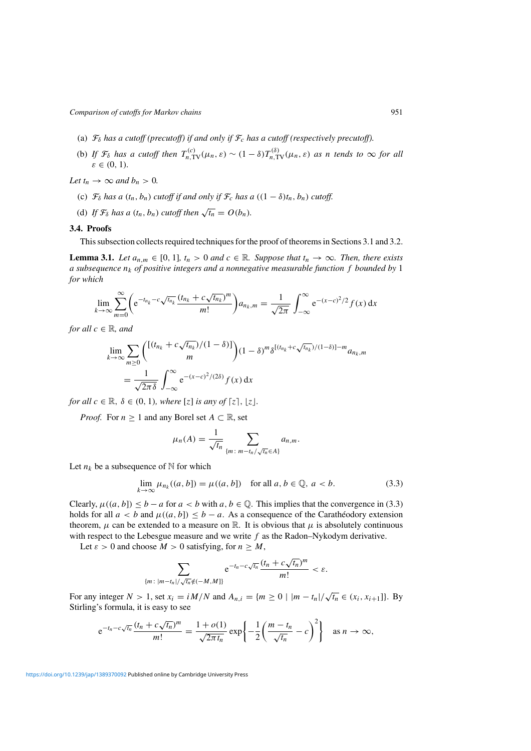(a) $\mathcal{F}_\delta$ *has a cutoff (precutoff) if and only if* $\mathcal{F}_c$ *has a cutoff (respectively precutoff).*

(b) *If* $\mathcal{F}_\delta$ *has a cutoff then* $T_{n,\mathrm{TV}}^{(c)}(\mu_n, \varepsilon) \sim (1-\delta) T_{n,\mathrm{TV}}^{(\delta)}(\mu_n, \varepsilon)$ *as* $n$ *tends to* $\infty$ *for all* $\varepsilon \in (0, 1)$.

*Let* $t_n \to \infty$ *and* $b_n > 0$.

(c) $\mathcal{F}_\delta$ *has a* $(t_n, b_n)$ *cutoff if and only if* $\mathcal{F}_c$ *has a* $((1-\delta)t_n, b_n)$ *cutoff.*

(d) *If* $\mathcal{F}_\delta$ *has a* $(t_n, b_n)$ *cutoff then* $\sqrt{t_n} = O(b_n)$.

### 3.4. Proofs

This subsection collects required techniques for the proof of theorems in Sections 3.1 and 3.2.

**Lemma 3.1.** *Let* $a_{n,m} \in [0, 1]$, $t_n > 0$ *and* $c \in \mathbb{R}$. *Suppose that* $t_n \to \infty$. *Then, there exists a subsequence* $n_k$ *of positive integers and a nonnegative measurable function* $f$ *bounded by* 1 *for which*

$$\lim_{k\to\infty} \sum_{m=0}^{\infty} \left( \mathrm{e}^{-t_{n_k} - c\sqrt{t_{n_k}}} \frac{(t_{n_k} + c\sqrt{t_{n_k}})^m}{m!} \right) a_{n_k,m} = \frac{1}{\sqrt{2\pi}} \int_{-\infty}^{\infty} \mathrm{e}^{-(x-c)^2/2} f(x)\, \mathrm{d}x$$

*for all* $c \in \mathbb{R}$, *and*

$$\lim_{k\to\infty} \sum_{m\geq 0} \binom{[(t_{n_k} + c\sqrt{t_{n_k}})/(1-\delta)]}{m} (1-\delta)^m \delta^{[(t_{n_k}+c\sqrt{t_{n_k}})/(1-\delta)]-m} a_{n_k,m}$$
$$= \frac{1}{\sqrt{2\pi\delta}} \int_{-\infty}^{\infty} \mathrm{e}^{-(x-c)^2/(2\delta)} f(x)\, \mathrm{d}x$$

*for all* $c \in \mathbb{R}$, $\delta \in (0, 1)$, *where* $[z]$ *is any of* $\lceil z \rceil$, $\lfloor z \rfloor$.

*Proof.* For $n \geq 1$ and any Borel set $A \subset \mathbb{R}$, set

$$\mu_n(A) = \frac{1}{\sqrt{t_n}} \sum_{\{m\colon m - t_n/\sqrt{t_n} \in A\}} a_{n,m}.$$

Let $n_k$ be a subsequence of $\mathbb{N}$ for which

$$\lim_{k\to\infty} \mu_{n_k}((a, b]) = \mu((a, b]) \quad \text{for all } a, b \in \mathbb{Q},\ a < b. \tag{3.3}$$

Clearly, $\mu((a, b]) \leq b - a$ for $a < b$ with $a, b \in \mathbb{Q}$. This implies that the convergence in (3.3) holds for all $a < b$ and $\mu((a, b]) \leq b - a$. As a consequence of the Carathéodory extension theorem, $\mu$ can be extended to a measure on $\mathbb{R}$. It is obvious that $\mu$ is absolutely continuous with respect to the Lebesgue measure and we write $f$ as the Radon–Nykodym derivative.

Let $\varepsilon > 0$ and choose $M > 0$ satisfying, for $n \geq M$,

$$\sum_{\{m\colon |m-t_n|/\sqrt{t_n} \notin (-M, M]\}} \mathrm{e}^{-t_n - c\sqrt{t_n}} \frac{(t_n + c\sqrt{t_n})^m}{m!} < \varepsilon.$$

For any integer $N > 1$, set $x_i = iM/N$ and $A_{n,i} = \{m \geq 0 \mid |m - t_n|/\sqrt{t_n} \in (x_i, x_{i+1}]\}$. By Stirling's formula, it is easy to see

$$\mathrm{e}^{-t_n - c\sqrt{t_n}} \frac{(t_n + c\sqrt{t_n})^m}{m!} = \frac{1 + o(1)}{\sqrt{2\pi t_n}} \exp\left\{ -\frac{1}{2} \left( \frac{m - t_n}{\sqrt{t_n}} - c \right)^2 \right\} \quad \text{as } n \to \infty,$$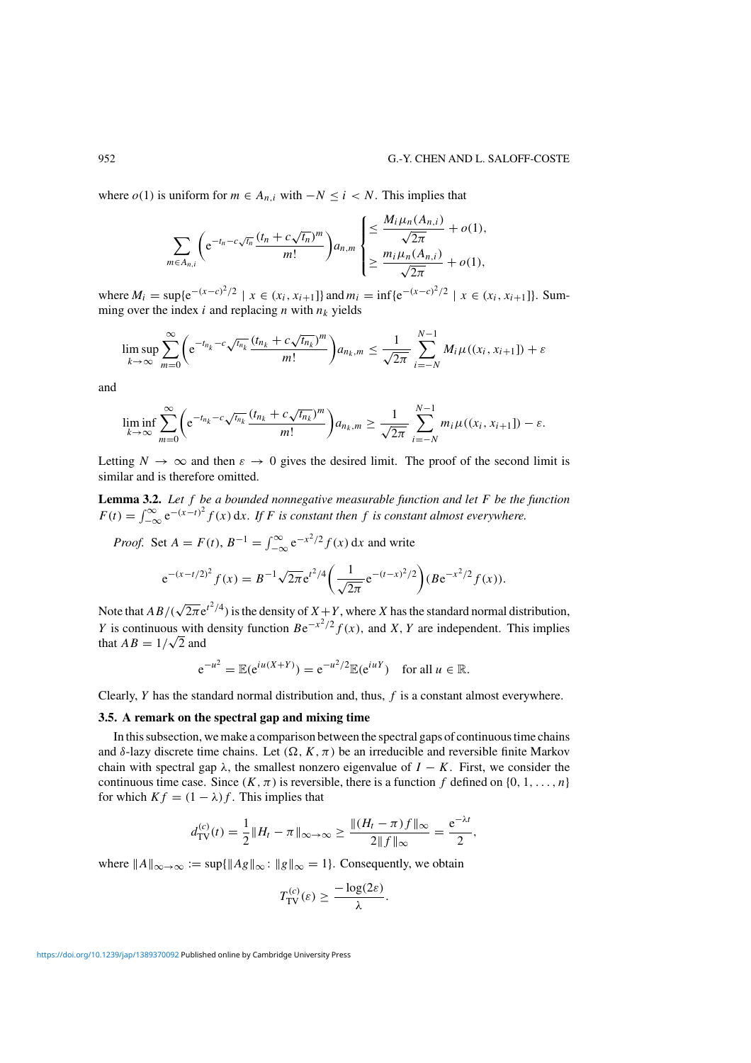where $o(1)$ is uniform for $m \in A_{n,i}$ with $-N \leq i < N$. This implies that

$$\sum_{m \in A_{n,i}} \left( \mathrm{e}^{-t_n - c\sqrt{t_n}} \frac{(t_n + c\sqrt{t_n})^m}{m!} \right) a_{n,m} \begin{cases} \leq \dfrac{M_i \mu_n(A_{n,i})}{\sqrt{2\pi}} + o(1), \\[2ex] \geq \dfrac{m_i \mu_n(A_{n,i})}{\sqrt{2\pi}} + o(1), \end{cases}$$

where $M_i = \sup\{\mathrm{e}^{-(x-c)^2/2} \mid x \in (x_i, x_{i+1}]\}$ and $m_i = \inf\{\mathrm{e}^{-(x-c)^2/2} \mid x \in (x_i, x_{i+1}]\}$. Summing over the index $i$ and replacing $n$ with $n_k$ yields

$$\limsup_{k \to \infty} \sum_{m=0}^{\infty} \left( \mathrm{e}^{-t_{n_k} - c\sqrt{t_{n_k}}} \frac{(t_{n_k} + c\sqrt{t_{n_k}})^m}{m!} \right) a_{n_k,m} \leq \frac{1}{\sqrt{2\pi}} \sum_{i=-N}^{N-1} M_i \mu((x_i, x_{i+1}]) + \varepsilon$$

and

$$\liminf_{k \to \infty} \sum_{m=0}^{\infty} \left( \mathrm{e}^{-t_{n_k} - c\sqrt{t_{n_k}}} \frac{(t_{n_k} + c\sqrt{t_{n_k}})^m}{m!} \right) a_{n_k,m} \geq \frac{1}{\sqrt{2\pi}} \sum_{i=-N}^{N-1} m_i \mu((x_i, x_{i+1}]) - \varepsilon.$$

Letting $N \to \infty$ and then $\varepsilon \to 0$ gives the desired limit. The proof of the second limit is similar and is therefore omitted.

**Lemma 3.2.** *Let $f$ be a bounded nonnegative measurable function and let $F$ be the function $F(t) = \int_{-\infty}^{\infty} \mathrm{e}^{-(x-t)^2} f(x)\,\mathrm{d}x$. If $F$ is constant then $f$ is constant almost everywhere.*

*Proof.* Set $A = F(t)$, $B^{-1} = \int_{-\infty}^{\infty} \mathrm{e}^{-x^2/2} f(x)\,\mathrm{d}x$ and write

$$\mathrm{e}^{-(x-t/2)^2} f(x) = B^{-1} \sqrt{2\pi} \mathrm{e}^{t^2/4} \left( \frac{1}{\sqrt{2\pi}} \mathrm{e}^{-(t-x)^2/2} \right) (B \mathrm{e}^{-x^2/2} f(x)).$$

Note that $AB/(\sqrt{2\pi}\mathrm{e}^{t^2/4})$ is the density of $X+Y$, where $X$ has the standard normal distribution, $Y$ is continuous with density function $B\mathrm{e}^{-x^2/2} f(x)$, and $X$, $Y$ are independent. This implies that $AB = 1/\sqrt{2}$ and

$$\mathrm{e}^{-u^2} = \mathbb{E}(\mathrm{e}^{iu(X+Y)}) = \mathrm{e}^{-u^2/2} \mathbb{E}(\mathrm{e}^{iuY}) \quad \text{for all } u \in \mathbb{R}.$$

Clearly, $Y$ has the standard normal distribution and, thus, $f$ is a constant almost everywhere.

### 3.5. A remark on the spectral gap and mixing time

In this subsection, we make a comparison between the spectral gaps of continuous time chains and $\delta$-lazy discrete time chains. Let $(\Omega, K, \pi)$ be an irreducible and reversible finite Markov chain with spectral gap $\lambda$, the smallest nonzero eigenvalue of $I - K$. First, we consider the continuous time case. Since $(K, \pi)$ is reversible, there is a function $f$ defined on $\{0, 1, \ldots, n\}$ for which $Kf = (1 - \lambda) f$. This implies that

$$d_{\mathrm{TV}}^{(c)}(t) = \frac{1}{2} \|H_t - \pi\|_{\infty \to \infty} \geq \frac{\|(H_t - \pi) f\|_\infty}{2\|f\|_\infty} = \frac{\mathrm{e}^{-\lambda t}}{2},$$

where $\|A\|_{\infty \to \infty} := \sup\{\|Ag\|_\infty \colon \|g\|_\infty = 1\}$. Consequently, we obtain

$$T_{\mathrm{TV}}^{(c)}(\varepsilon) \geq \frac{-\log(2\varepsilon)}{\lambda}.$$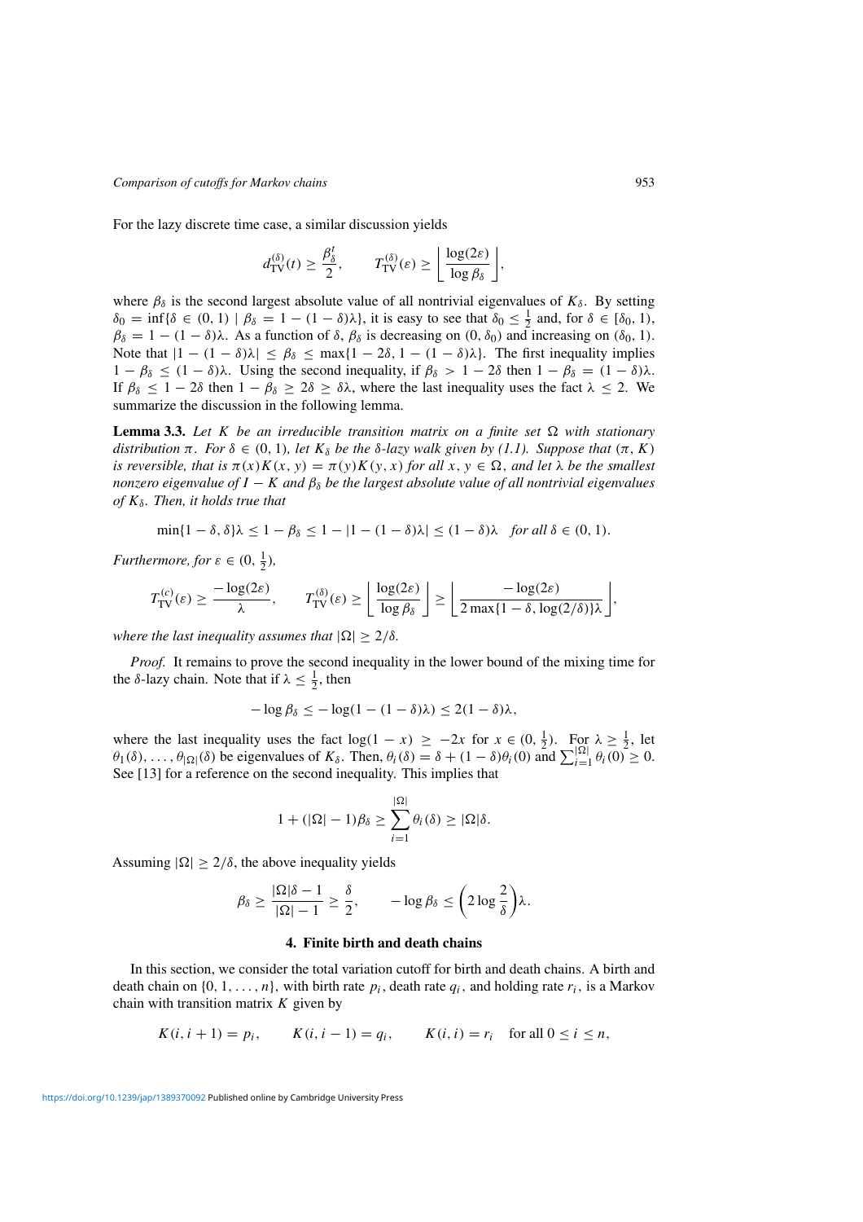For the lazy discrete time case, a similar discussion yields

$$d_{\mathrm{TV}}^{(\delta)}(t) \geq \frac{\beta_\delta^t}{2}, \qquad T_{\mathrm{TV}}^{(\delta)}(\varepsilon) \geq \left\lfloor \frac{\log(2\varepsilon)}{\log \beta_\delta} \right\rfloor,$$

where $\beta_\delta$ is the second largest absolute value of all nontrivial eigenvalues of $K_\delta$. By setting $\delta_0 = \inf\{\delta \in (0,1) \mid \beta_\delta = 1-(1-\delta)\lambda\}$, it is easy to see that $\delta_0 \leq \frac{1}{2}$ and, for $\delta \in [\delta_0, 1)$, $\beta_\delta = 1-(1-\delta)\lambda$. As a function of $\delta$, $\beta_\delta$ is decreasing on $(0, \delta_0)$ and increasing on $(\delta_0, 1)$. Note that $|1-(1-\delta)\lambda| \leq \beta_\delta \leq \max\{1-2\delta, 1-(1-\delta)\lambda\}$. The first inequality implies $1-\beta_\delta \leq (1-\delta)\lambda$. Using the second inequality, if $\beta_\delta > 1-2\delta$ then $1-\beta_\delta = (1-\delta)\lambda$. If $\beta_\delta \leq 1-2\delta$ then $1-\beta_\delta \geq 2\delta \geq \delta\lambda$, where the last inequality uses the fact $\lambda \leq 2$. We summarize the discussion in the following lemma.

**Lemma 3.3.** *Let $K$ be an irreducible transition matrix on a finite set $\Omega$ with stationary distribution $\pi$. For $\delta \in (0,1)$, let $K_\delta$ be the $\delta$-lazy walk given by (1.1). Suppose that $(\pi, K)$ is reversible, that is $\pi(x)K(x,y) = \pi(y)K(y,x)$ for all $x, y \in \Omega$, and let $\lambda$ be the smallest nonzero eigenvalue of $I-K$ and $\beta_\delta$ be the largest absolute value of all nontrivial eigenvalues of $K_\delta$. Then, it holds true that*

$$\min\{1-\delta, \delta\}\lambda \leq 1-\beta_\delta \leq 1-|1-(1-\delta)\lambda| \leq (1-\delta)\lambda \quad \textit{for all } \delta \in (0,1).$$

*Furthermore, for $\varepsilon \in (0, \frac{1}{2})$,*

$$T_{\mathrm{TV}}^{(c)}(\varepsilon) \geq \frac{-\log(2\varepsilon)}{\lambda}, \qquad T_{\mathrm{TV}}^{(\delta)}(\varepsilon) \geq \left\lfloor \frac{\log(2\varepsilon)}{\log \beta_\delta} \right\rfloor \geq \left\lfloor \frac{-\log(2\varepsilon)}{2\max\{1-\delta, \log(2/\delta)\}\lambda} \right\rfloor,$$

*where the last inequality assumes that $|\Omega| \geq 2/\delta$.*

*Proof.* It remains to prove the second inequality in the lower bound of the mixing time for the $\delta$-lazy chain. Note that if $\lambda \leq \frac{1}{2}$, then

$$-\log \beta_\delta \leq -\log(1-(1-\delta)\lambda) \leq 2(1-\delta)\lambda,$$

where the last inequality uses the fact $\log(1-x) \geq -2x$ for $x \in (0, \frac{1}{2})$. For $\lambda \geq \frac{1}{2}$, let $\theta_1(\delta), \ldots, \theta_{|\Omega|}(\delta)$ be eigenvalues of $K_\delta$. Then, $\theta_i(\delta) = \delta + (1-\delta)\theta_i(0)$ and $\sum_{i=1}^{|\Omega|} \theta_i(0) \geq 0$. See [13] for a reference on the second inequality. This implies that

$$1 + (|\Omega|-1)\beta_\delta \geq \sum_{i=1}^{|\Omega|} \theta_i(\delta) \geq |\Omega|\delta.$$

Assuming $|\Omega| \geq 2/\delta$, the above inequality yields

$$\beta_\delta \geq \frac{|\Omega|\delta - 1}{|\Omega| - 1} \geq \frac{\delta}{2}, \qquad -\log \beta_\delta \leq \left(2 \log \frac{2}{\delta}\right)\lambda.$$

## 4. Finite birth and death chains

In this section, we consider the total variation cutoff for birth and death chains. A birth and death chain on $\{0, 1, \ldots, n\}$, with birth rate $p_i$, death rate $q_i$, and holding rate $r_i$, is a Markov chain with transition matrix $K$ given by

$$K(i, i+1) = p_i, \qquad K(i, i-1) = q_i, \qquad K(i,i) = r_i \quad \text{for all } 0 \leq i \leq n,$$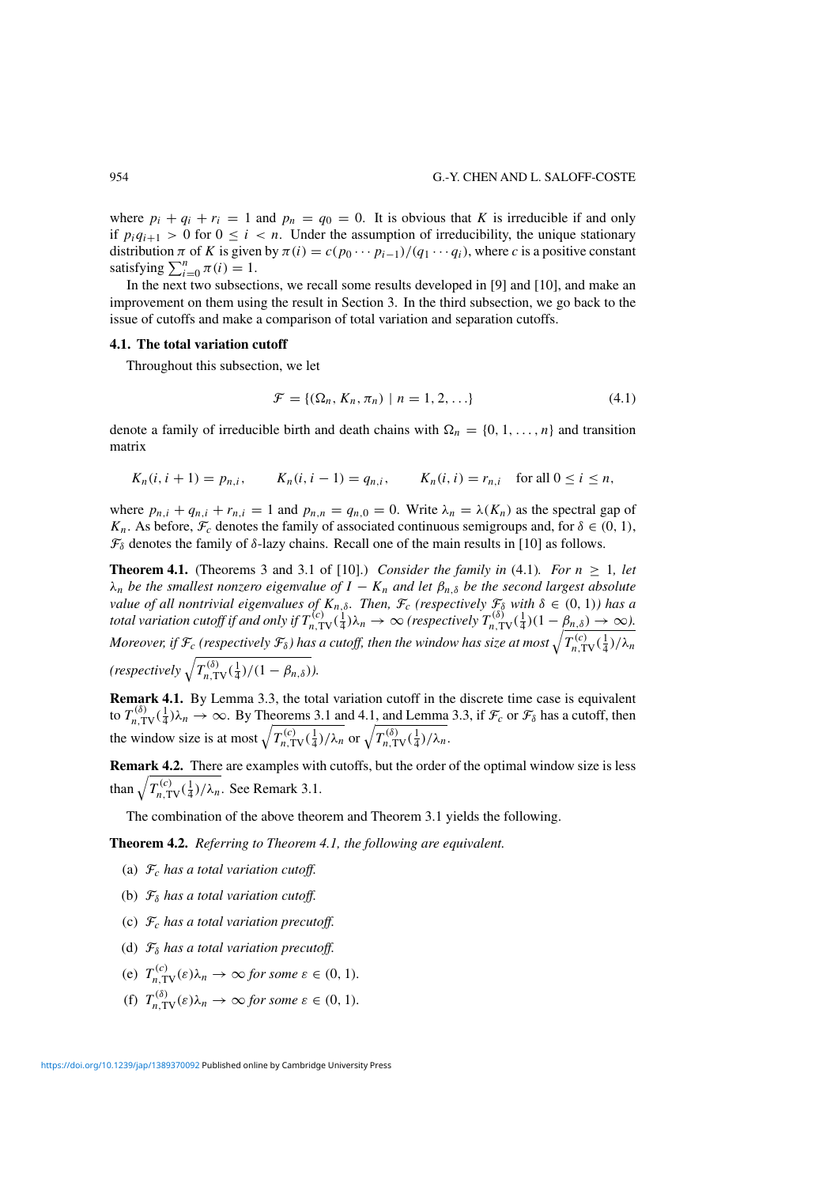where $p_i + q_i + r_i = 1$ and $p_n = q_0 = 0$. It is obvious that $K$ is irreducible if and only if $p_i q_{i+1} > 0$ for $0 \le i < n$. Under the assumption of irreducibility, the unique stationary distribution $\pi$ of $K$ is given by $\pi(i) = c(p_0 \cdots p_{i-1})/(q_1 \cdots q_i)$, where $c$ is a positive constant satisfying $\sum_{i=0}^{n} \pi(i) = 1$.

In the next two subsections, we recall some results developed in [9] and [10], and make an improvement on them using the result in Section 3. In the third subsection, we go back to the issue of cutoffs and make a comparison of total variation and separation cutoffs.

### 4.1. The total variation cutoff

Throughout this subsection, we let

$$\mathcal{F} = \{(\Omega_n, K_n, \pi_n) \mid n = 1, 2, \ldots\} \tag{4.1}$$

denote a family of irreducible birth and death chains with $\Omega_n = \{0, 1, \ldots, n\}$ and transition matrix

$$K_n(i, i+1) = p_{n,i}, \qquad K_n(i, i-1) = q_{n,i}, \qquad K_n(i,i) = r_{n,i} \quad \text{for all } 0 \le i \le n,$$

where $p_{n,i} + q_{n,i} + r_{n,i} = 1$ and $p_{n,n} = q_{n,0} = 0$. Write $\lambda_n = \lambda(K_n)$ as the spectral gap of $K_n$. As before, $\mathcal{F}_c$ denotes the family of associated continuous semigroups and, for $\delta \in (0, 1)$, $\mathcal{F}_\delta$ denotes the family of $\delta$-lazy chains. Recall one of the main results in [10] as follows.

**Theorem 4.1.** (Theorems 3 and 3.1 of [10].) *Consider the family in* (4.1)*. For $n \ge 1$, let $\lambda_n$ be the smallest nonzero eigenvalue of $I - K_n$ and let $\beta_{n,\delta}$ be the second largest absolute value of all nontrivial eigenvalues of $K_{n,\delta}$. Then, $\mathcal{F}_c$ (respectively $\mathcal{F}_\delta$ with $\delta \in (0, 1)$) has a total variation cutoff if and only if $T_{n,\mathrm{TV}}^{(c)}(\frac{1}{4})\lambda_n \to \infty$ (respectively $T_{n,\mathrm{TV}}^{(\delta)}(\frac{1}{4})(1 - \beta_{n,\delta}) \to \infty$). Moreover, if $\mathcal{F}_c$ (respectively $\mathcal{F}_\delta$) has a cutoff, then the window has size at most $\sqrt{T_{n,\mathrm{TV}}^{(c)}(\frac{1}{4})/\lambda_n}$ (respectively $\sqrt{T_{n,\mathrm{TV}}^{(\delta)}(\frac{1}{4})/(1 - \beta_{n,\delta})}$).*

**Remark 4.1.** By Lemma 3.3, the total variation cutoff in the discrete time case is equivalent to $T_{n,\mathrm{TV}}^{(\delta)}(\frac{1}{4})\lambda_n \to \infty$. By Theorems 3.1 and 4.1, and Lemma 3.3, if $\mathcal{F}_c$ or $\mathcal{F}_\delta$ has a cutoff, then the window size is at most $\sqrt{T_{n,\mathrm{TV}}^{(c)}(\frac{1}{4})/\lambda_n}$ or $\sqrt{T_{n,\mathrm{TV}}^{(\delta)}(\frac{1}{4})/\lambda_n}$.

**Remark 4.2.** There are examples with cutoffs, but the order of the optimal window size is less than $\sqrt{T_{n,\mathrm{TV}}^{(c)}(\frac{1}{4})/\lambda_n}$. See Remark 3.1.

The combination of the above theorem and Theorem 3.1 yields the following.

**Theorem 4.2.** *Referring to Theorem 4.1, the following are equivalent.*

(a) *$\mathcal{F}_c$ has a total variation cutoff.*

(b) *$\mathcal{F}_\delta$ has a total variation cutoff.*

(c) *$\mathcal{F}_c$ has a total variation precutoff.*

(d) *$\mathcal{F}_\delta$ has a total variation precutoff.*

(e) *$T_{n,\mathrm{TV}}^{(c)}(\varepsilon)\lambda_n \to \infty$ for some $\varepsilon \in (0, 1)$.*

(f) *$T_{n,\mathrm{TV}}^{(\delta)}(\varepsilon)\lambda_n \to \infty$ for some $\varepsilon \in (0, 1)$.*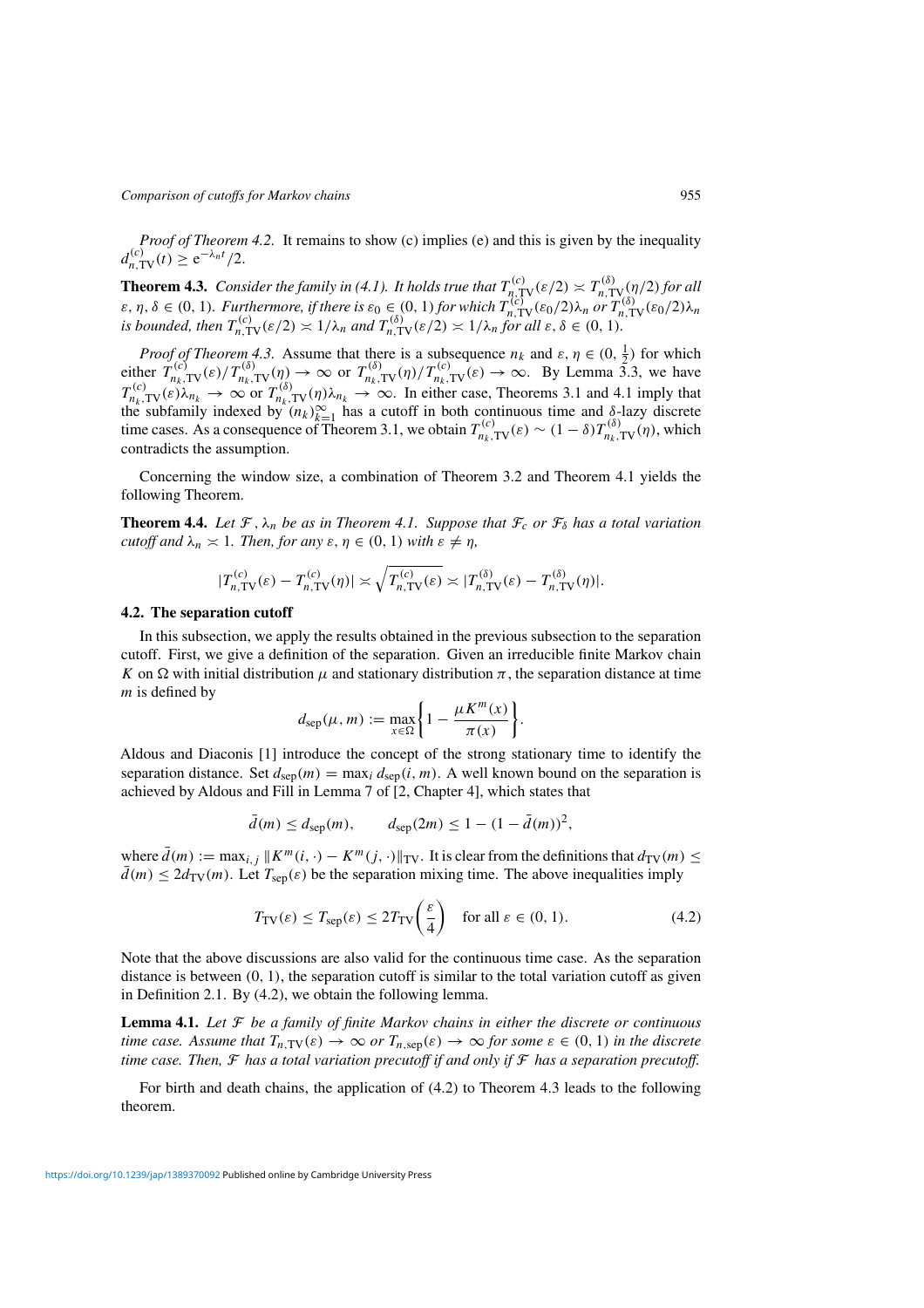*Proof of Theorem 4.2.* It remains to show (c) implies (e) and this is given by the inequality $d^{(c)}_{n,\mathrm{TV}}(t) \ge e^{-\lambda_n t}/2$.

**Theorem 4.3.** *Consider the family in (4.1). It holds true that $T^{(c)}_{n,\mathrm{TV}}(\varepsilon/2) \asymp T^{(\delta)}_{n,\mathrm{TV}}(\eta/2)$ for all $\varepsilon, \eta, \delta \in (0,1)$. Furthermore, if there is $\varepsilon_0 \in (0,1)$ for which $T^{(c)}_{n,\mathrm{TV}}(\varepsilon_0/2)\lambda_n$ or $T^{(\delta)}_{n,\mathrm{TV}}(\varepsilon_0/2)\lambda_n$ is bounded, then $T^{(c)}_{n,\mathrm{TV}}(\varepsilon/2) \asymp 1/\lambda_n$ and $T^{(\delta)}_{n,\mathrm{TV}}(\varepsilon/2) \asymp 1/\lambda_n$ for all $\varepsilon, \delta \in (0,1)$.*

*Proof of Theorem 4.3.* Assume that there is a subsequence $n_k$ and $\varepsilon, \eta \in (0, \frac{1}{2})$ for which either $T^{(c)}_{n_k,\mathrm{TV}}(\varepsilon)/T^{(\delta)}_{n_k,\mathrm{TV}}(\eta) \to \infty$ or $T^{(\delta)}_{n_k,\mathrm{TV}}(\eta)/T^{(c)}_{n_k,\mathrm{TV}}(\varepsilon) \to \infty$. By Lemma 3.3, we have $T^{(c)}_{n_k,\mathrm{TV}}(\varepsilon)\lambda_{n_k} \to \infty$ or $T^{(\delta)}_{n_k,\mathrm{TV}}(\eta)\lambda_{n_k} \to \infty$. In either case, Theorems 3.1 and 4.1 imply that the subfamily indexed by $(n_k)_{k=1}^{\infty}$ has a cutoff in both continuous time and $\delta$-lazy discrete time cases. As a consequence of Theorem 3.1, we obtain $T^{(c)}_{n_k,\mathrm{TV}}(\varepsilon) \sim (1-\delta)T^{(\delta)}_{n_k,\mathrm{TV}}(\eta)$, which contradicts the assumption.

Concerning the window size, a combination of Theorem 3.2 and Theorem 4.1 yields the following Theorem.

**Theorem 4.4.** *Let $\mathcal{F}$, $\lambda_n$ be as in Theorem 4.1. Suppose that $\mathcal{F}_c$ or $\mathcal{F}_\delta$ has a total variation cutoff and $\lambda_n \asymp 1$. Then, for any $\varepsilon, \eta \in (0,1)$ with $\varepsilon \neq \eta$,*

$$|T^{(c)}_{n,\mathrm{TV}}(\varepsilon) - T^{(c)}_{n,\mathrm{TV}}(\eta)| \asymp \sqrt{T^{(c)}_{n,\mathrm{TV}}(\varepsilon)} \asymp |T^{(\delta)}_{n,\mathrm{TV}}(\varepsilon) - T^{(\delta)}_{n,\mathrm{TV}}(\eta)|.$$

### 4.2. The separation cutoff

In this subsection, we apply the results obtained in the previous subsection to the separation cutoff. First, we give a definition of the separation. Given an irreducible finite Markov chain $K$ on $\Omega$ with initial distribution $\mu$ and stationary distribution $\pi$, the separation distance at time $m$ is defined by

$$d_{\mathrm{sep}}(\mu, m) := \max_{x\in\Omega}\left\{1 - \frac{\mu K^m(x)}{\pi(x)}\right\}.$$

Aldous and Diaconis [1] introduce the concept of the strong stationary time to identify the separation distance. Set $d_{\mathrm{sep}}(m) = \max_i d_{\mathrm{sep}}(i, m)$. A well known bound on the separation is achieved by Aldous and Fill in Lemma 7 of [2, Chapter 4], which states that

$$\bar{d}(m) \le d_{\mathrm{sep}}(m), \qquad d_{\mathrm{sep}}(2m) \le 1 - (1 - \bar{d}(m))^2,$$

where $\bar{d}(m) := \max_{i,j} \|K^m(i,\cdot) - K^m(j,\cdot)\|_{\mathrm{TV}}$. It is clear from the definitions that $d_{\mathrm{TV}}(m) \le \bar{d}(m) \le 2d_{\mathrm{TV}}(m)$. Let $T_{\mathrm{sep}}(\varepsilon)$ be the separation mixing time. The above inequalities imply

$$T_{\mathrm{TV}}(\varepsilon) \le T_{\mathrm{sep}}(\varepsilon) \le 2T_{\mathrm{TV}}\left(\frac{\varepsilon}{4}\right) \quad \text{for all } \varepsilon \in (0,1). \tag{4.2}$$

Note that the above discussions are also valid for the continuous time case. As the separation distance is between $(0,1)$, the separation cutoff is similar to the total variation cutoff as given in Definition 2.1. By (4.2), we obtain the following lemma.

**Lemma 4.1.** *Let $\mathcal{F}$ be a family of finite Markov chains in either the discrete or continuous time case. Assume that $T_{n,\mathrm{TV}}(\varepsilon) \to \infty$ or $T_{n,\mathrm{sep}}(\varepsilon) \to \infty$ for some $\varepsilon \in (0,1)$ in the discrete time case. Then, $\mathcal{F}$ has a total variation precutoff if and only if $\mathcal{F}$ has a separation precutoff.*

For birth and death chains, the application of (4.2) to Theorem 4.3 leads to the following theorem.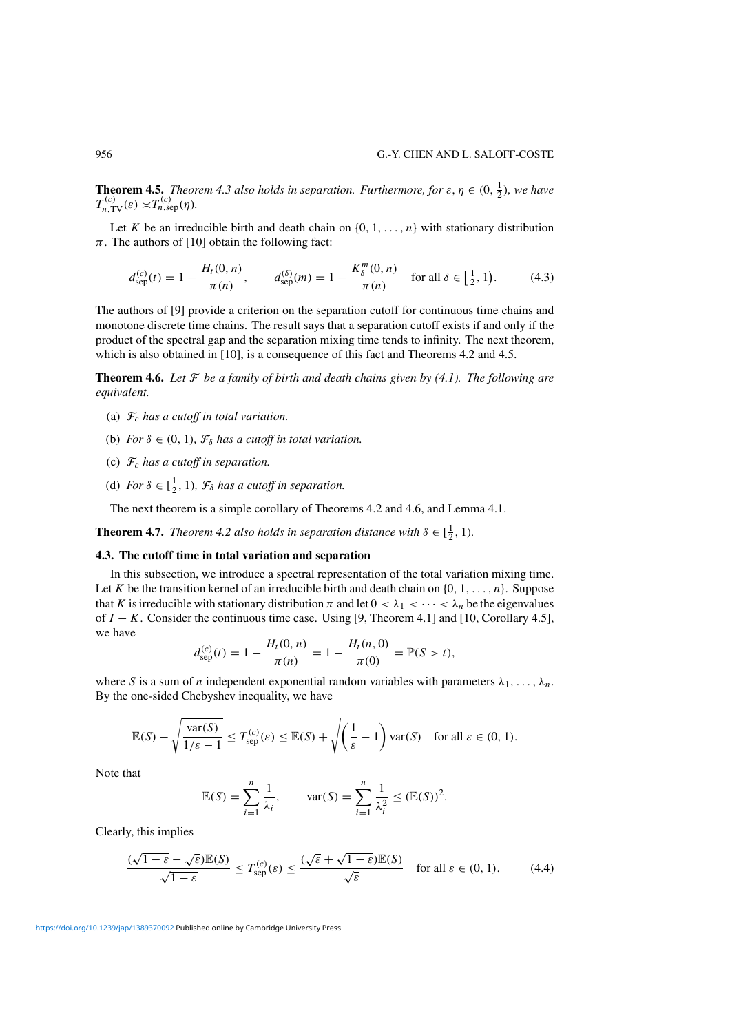**Theorem 4.5.** *Theorem 4.3 also holds in separation. Furthermore, for $\varepsilon, \eta \in (0, \frac{1}{2})$, we have $T^{(c)}_{n,\mathrm{TV}}(\varepsilon) \asymp T^{(c)}_{n,\mathrm{sep}}(\eta)$.*

Let $K$ be an irreducible birth and death chain on $\{0, 1, \dots, n\}$ with stationary distribution $\pi$. The authors of [10] obtain the following fact:

$$d^{(c)}_{\mathrm{sep}}(t) = 1 - \frac{H_t(0,n)}{\pi(n)}, \qquad d^{(\delta)}_{\mathrm{sep}}(m) = 1 - \frac{K^m_\delta(0,n)}{\pi(n)} \quad \text{for all } \delta \in \left[\tfrac{1}{2}, 1\right). \tag{4.3}$$

The authors of [9] provide a criterion on the separation cutoff for continuous time chains and monotone discrete time chains. The result says that a separation cutoff exists if and only if the product of the spectral gap and the separation mixing time tends to infinity. The next theorem, which is also obtained in [10], is a consequence of this fact and Theorems 4.2 and 4.5.

**Theorem 4.6.** *Let $\mathcal{F}$ be a family of birth and death chains given by (4.1). The following are equivalent.*

(a) *$\mathcal{F}_c$ has a cutoff in total variation.*

(b) *For $\delta \in (0, 1)$, $\mathcal{F}_\delta$ has a cutoff in total variation.*

(c) *$\mathcal{F}_c$ has a cutoff in separation.*

(d) *For $\delta \in [\frac{1}{2}, 1)$, $\mathcal{F}_\delta$ has a cutoff in separation.*

The next theorem is a simple corollary of Theorems 4.2 and 4.6, and Lemma 4.1.

**Theorem 4.7.** *Theorem 4.2 also holds in separation distance with $\delta \in [\frac{1}{2}, 1)$.*

### 4.3. The cutoff time in total variation and separation

In this subsection, we introduce a spectral representation of the total variation mixing time. Let $K$ be the transition kernel of an irreducible birth and death chain on $\{0, 1, \dots, n\}$. Suppose that $K$ is irreducible with stationary distribution $\pi$ and let $0 < \lambda_1 < \cdots < \lambda_n$ be the eigenvalues of $I - K$. Consider the continuous time case. Using [9, Theorem 4.1] and [10, Corollary 4.5], we have

$$d^{(c)}_{\mathrm{sep}}(t) = 1 - \frac{H_t(0,n)}{\pi(n)} = 1 - \frac{H_t(n,0)}{\pi(0)} = \mathbb{P}(S > t),$$

where $S$ is a sum of $n$ independent exponential random variables with parameters $\lambda_1, \dots, \lambda_n$. By the one-sided Chebyshev inequality, we have

$$\mathbb{E}(S) - \sqrt{\frac{\operatorname{var}(S)}{1/\varepsilon - 1}} \le T^{(c)}_{\mathrm{sep}}(\varepsilon) \le \mathbb{E}(S) + \sqrt{\left(\frac{1}{\varepsilon} - 1\right)\operatorname{var}(S)} \quad \text{for all } \varepsilon \in (0, 1).$$

Note that

$$\mathbb{E}(S) = \sum_{i=1}^{n} \frac{1}{\lambda_i}, \qquad \operatorname{var}(S) = \sum_{i=1}^{n} \frac{1}{\lambda_i^2} \le (\mathbb{E}(S))^2.$$

Clearly, this implies

$$\frac{(\sqrt{1-\varepsilon} - \sqrt{\varepsilon})\mathbb{E}(S)}{\sqrt{1-\varepsilon}} \le T^{(c)}_{\mathrm{sep}}(\varepsilon) \le \frac{(\sqrt{\varepsilon} + \sqrt{1-\varepsilon})\mathbb{E}(S)}{\sqrt{\varepsilon}} \quad \text{for all } \varepsilon \in (0, 1). \tag{4.4}$$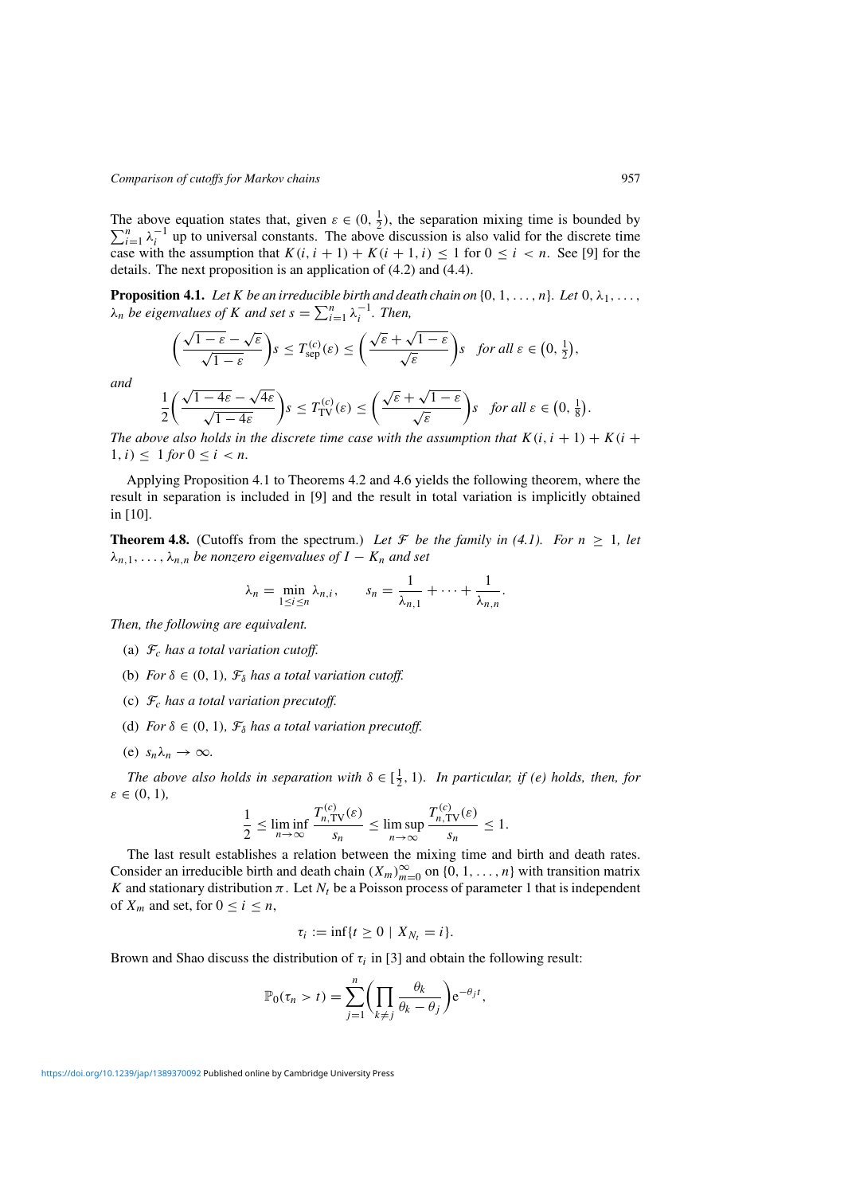The above equation states that, given $\varepsilon \in (0, \frac{1}{2})$, the separation mixing time is bounded by $\sum_{i=1}^{n} \lambda_i^{-1}$ up to universal constants. The above discussion is also valid for the discrete time case with the assumption that $K(i, i+1) + K(i+1, i) \le 1$ for $0 \le i < n$. See [9] for the details. The next proposition is an application of (4.2) and (4.4).

**Proposition 4.1.** *Let $K$ be an irreducible birth and death chain on $\{0, 1, \dots, n\}$. Let $0, \lambda_1, \dots, \lambda_n$ be eigenvalues of $K$ and set $s = \sum_{i=1}^{n} \lambda_i^{-1}$. Then,*

$$\left(\frac{\sqrt{1-\varepsilon} - \sqrt{\varepsilon}}{\sqrt{1-\varepsilon}}\right)s \le T_{\mathrm{sep}}^{(c)}(\varepsilon) \le \left(\frac{\sqrt{\varepsilon} + \sqrt{1-\varepsilon}}{\sqrt{\varepsilon}}\right)s \quad \text{for all } \varepsilon \in \left(0, \tfrac{1}{2}\right),$$

*and*

$$\frac{1}{2}\left(\frac{\sqrt{1-4\varepsilon} - \sqrt{4\varepsilon}}{\sqrt{1-4\varepsilon}}\right)s \le T_{\mathrm{TV}}^{(c)}(\varepsilon) \le \left(\frac{\sqrt{\varepsilon} + \sqrt{1-\varepsilon}}{\sqrt{\varepsilon}}\right)s \quad \text{for all } \varepsilon \in \left(0, \tfrac{1}{8}\right).$$

*The above also holds in the discrete time case with the assumption that $K(i, i+1) + K(i+1, i) \le 1$ for $0 \le i < n$.*

Applying Proposition 4.1 to Theorems 4.2 and 4.6 yields the following theorem, where the result in separation is included in [9] and the result in total variation is implicitly obtained in [10].

**Theorem 4.8.** (Cutoffs from the spectrum.) *Let $\mathcal{F}$ be the family in (4.1). For $n \ge 1$, let $\lambda_{n,1}, \dots, \lambda_{n,n}$ be nonzero eigenvalues of $I - K_n$ and set*

$$\lambda_n = \min_{1 \le i \le n} \lambda_{n,i}, \qquad s_n = \frac{1}{\lambda_{n,1}} + \cdots + \frac{1}{\lambda_{n,n}}.$$

*Then, the following are equivalent.*

(a) *$\mathcal{F}_c$ has a total variation cutoff.*

(b) *For $\delta \in (0, 1)$, $\mathcal{F}_\delta$ has a total variation cutoff.*

(c) *$\mathcal{F}_c$ has a total variation precutoff.*

(d) *For $\delta \in (0, 1)$, $\mathcal{F}_\delta$ has a total variation precutoff.*

(e) *$s_n \lambda_n \to \infty$.*

*The above also holds in separation with $\delta \in [\frac{1}{2}, 1)$. In particular, if (e) holds, then, for $\varepsilon \in (0, 1)$,*

$$\frac{1}{2} \le \liminf_{n \to \infty} \frac{T_{n,\mathrm{TV}}^{(c)}(\varepsilon)}{s_n} \le \limsup_{n \to \infty} \frac{T_{n,\mathrm{TV}}^{(c)}(\varepsilon)}{s_n} \le 1.$$

The last result establishes a relation between the mixing time and birth and death rates. Consider an irreducible birth and death chain $(X_m)_{m=0}^{\infty}$ on $\{0, 1, \dots, n\}$ with transition matrix $K$ and stationary distribution $\pi$. Let $N_t$ be a Poisson process of parameter 1 that is independent of $X_m$ and set, for $0 \le i \le n$,

$$\tau_i := \inf\{t \ge 0 \mid X_{N_t} = i\}.$$

Brown and Shao discuss the distribution of $\tau_i$ in [3] and obtain the following result:

$$\mathbb{P}_0(\tau_n > t) = \sum_{j=1}^{n} \left(\prod_{k \ne j} \frac{\theta_k}{\theta_k - \theta_j}\right) \mathrm{e}^{-\theta_j t},$$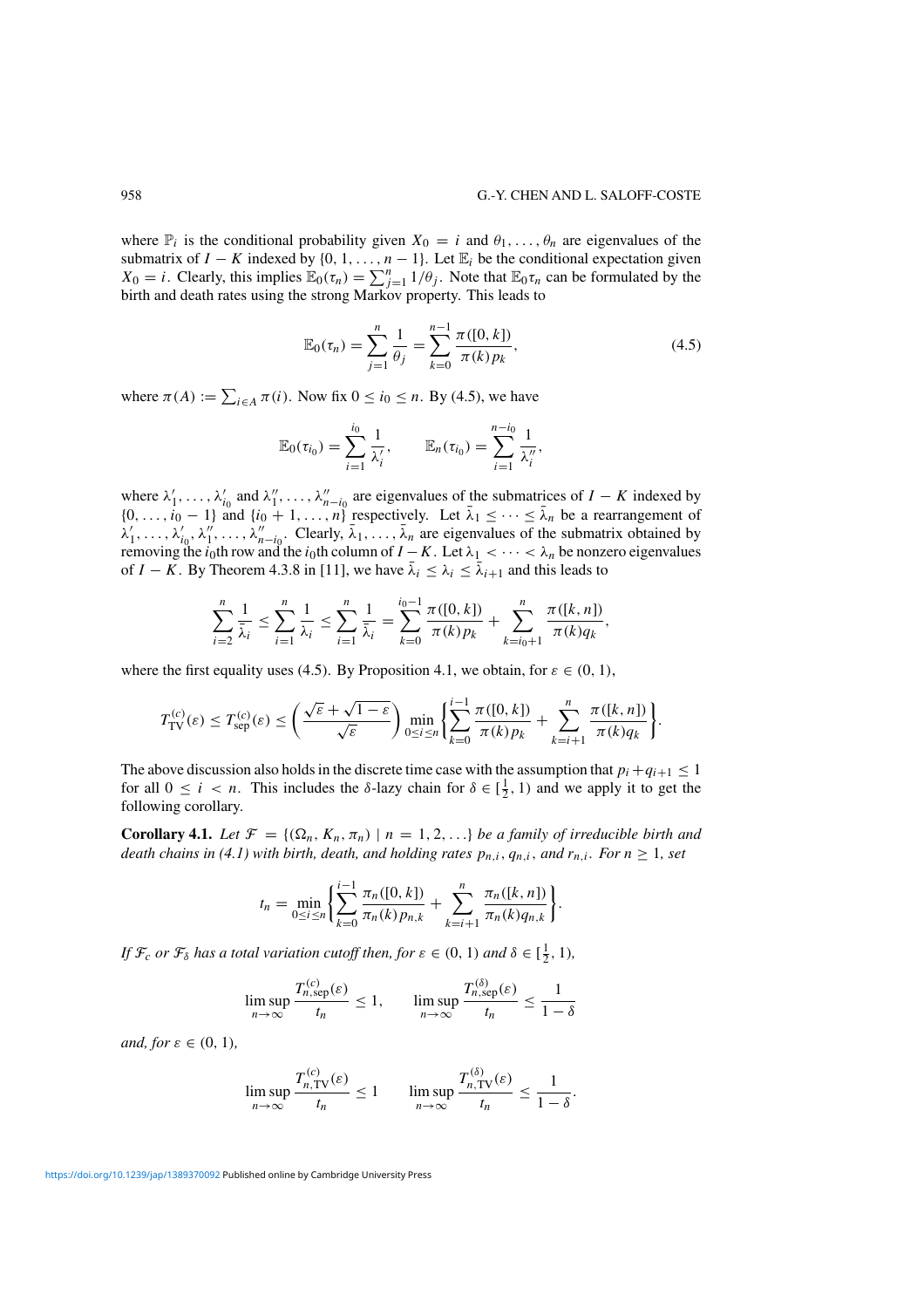where $\mathbb{P}_i$ is the conditional probability given $X_0 = i$ and $\theta_1, \ldots, \theta_n$ are eigenvalues of the submatrix of $I - K$ indexed by $\{0, 1, \ldots, n-1\}$. Let $\mathbb{E}_i$ be the conditional expectation given $X_0 = i$. Clearly, this implies $\mathbb{E}_0(\tau_n) = \sum_{j=1}^n 1/\theta_j$. Note that $\mathbb{E}_0\tau_n$ can be formulated by the birth and death rates using the strong Markov property. This leads to

$$\mathbb{E}_0(\tau_n) = \sum_{j=1}^{n} \frac{1}{\theta_j} = \sum_{k=0}^{n-1} \frac{\pi([0,k])}{\pi(k)p_k}, \tag{4.5}$$

where $\pi(A) := \sum_{i \in A} \pi(i)$. Now fix $0 \le i_0 \le n$. By (4.5), we have

$$\mathbb{E}_0(\tau_{i_0}) = \sum_{i=1}^{i_0} \frac{1}{\lambda'_i}, \qquad \mathbb{E}_n(\tau_{i_0}) = \sum_{i=1}^{n-i_0} \frac{1}{\lambda''_i},$$

where $\lambda'_1, \ldots, \lambda'_{i_0}$ and $\lambda''_1, \ldots, \lambda''_{n-i_0}$ are eigenvalues of the submatrices of $I - K$ indexed by $\{0, \ldots, i_0 - 1\}$ and $\{i_0 + 1, \ldots, n\}$ respectively. Let $\bar{\lambda}_1 \le \cdots \le \bar{\lambda}_n$ be a rearrangement of $\lambda'_1, \ldots, \lambda'_{i_0}, \lambda''_1, \ldots, \lambda''_{n-i_0}$. Clearly, $\bar{\lambda}_1, \ldots, \bar{\lambda}_n$ are eigenvalues of the submatrix obtained by removing the $i_0$th row and the $i_0$th column of $I - K$. Let $\lambda_1 < \cdots < \lambda_n$ be nonzero eigenvalues of $I - K$. By Theorem 4.3.8 in [11], we have $\bar{\lambda}_i \le \lambda_i \le \bar{\lambda}_{i+1}$ and this leads to

$$\sum_{i=2}^{n} \frac{1}{\bar{\lambda}_i} \le \sum_{i=1}^{n} \frac{1}{\lambda_i} \le \sum_{i=1}^{n} \frac{1}{\bar{\lambda}_i} = \sum_{k=0}^{i_0-1} \frac{\pi([0,k])}{\pi(k)p_k} + \sum_{k=i_0+1}^{n} \frac{\pi([k,n])}{\pi(k)q_k},$$

where the first equality uses (4.5). By Proposition 4.1, we obtain, for $\varepsilon \in (0, 1)$,

$$T_{\mathrm{TV}}^{(c)}(\varepsilon) \le T_{\mathrm{sep}}^{(c)}(\varepsilon) \le \left(\frac{\sqrt{\varepsilon} + \sqrt{1-\varepsilon}}{\sqrt{\varepsilon}}\right) \min_{0 \le i \le n} \left\{ \sum_{k=0}^{i-1} \frac{\pi([0,k])}{\pi(k)p_k} + \sum_{k=i+1}^{n} \frac{\pi([k,n])}{\pi(k)q_k} \right\}.$$

The above discussion also holds in the discrete time case with the assumption that $p_i + q_{i+1} \le 1$ for all $0 \le i < n$. This includes the $\delta$-lazy chain for $\delta \in [\frac{1}{2}, 1)$ and we apply it to get the following corollary.

**Corollary 4.1.** *Let $\mathcal{F} = \{(\Omega_n, K_n, \pi_n) \mid n = 1, 2, \ldots\}$ be a family of irreducible birth and death chains in (4.1) with birth, death, and holding rates $p_{n,i}$, $q_{n,i}$, and $r_{n,i}$. For $n \ge 1$, set*

$$t_n = \min_{0 \le i \le n} \left\{ \sum_{k=0}^{i-1} \frac{\pi_n([0,k])}{\pi_n(k)p_{n,k}} + \sum_{k=i+1}^{n} \frac{\pi_n([k,n])}{\pi_n(k)q_{n,k}} \right\}.$$

*If $\mathcal{F}_c$ or $\mathcal{F}_\delta$ has a total variation cutoff then, for $\varepsilon \in (0, 1)$ and $\delta \in [\frac{1}{2}, 1)$,*

$$\limsup_{n \to \infty} \frac{T_{n,\mathrm{sep}}^{(c)}(\varepsilon)}{t_n} \le 1, \qquad \limsup_{n \to \infty} \frac{T_{n,\mathrm{sep}}^{(\delta)}(\varepsilon)}{t_n} \le \frac{1}{1-\delta}$$

*and, for $\varepsilon \in (0, 1)$,*

$$\limsup_{n \to \infty} \frac{T_{n,\mathrm{TV}}^{(c)}(\varepsilon)}{t_n} \le 1 \qquad \limsup_{n \to \infty} \frac{T_{n,\mathrm{TV}}^{(\delta)}(\varepsilon)}{t_n} \le \frac{1}{1-\delta}.$$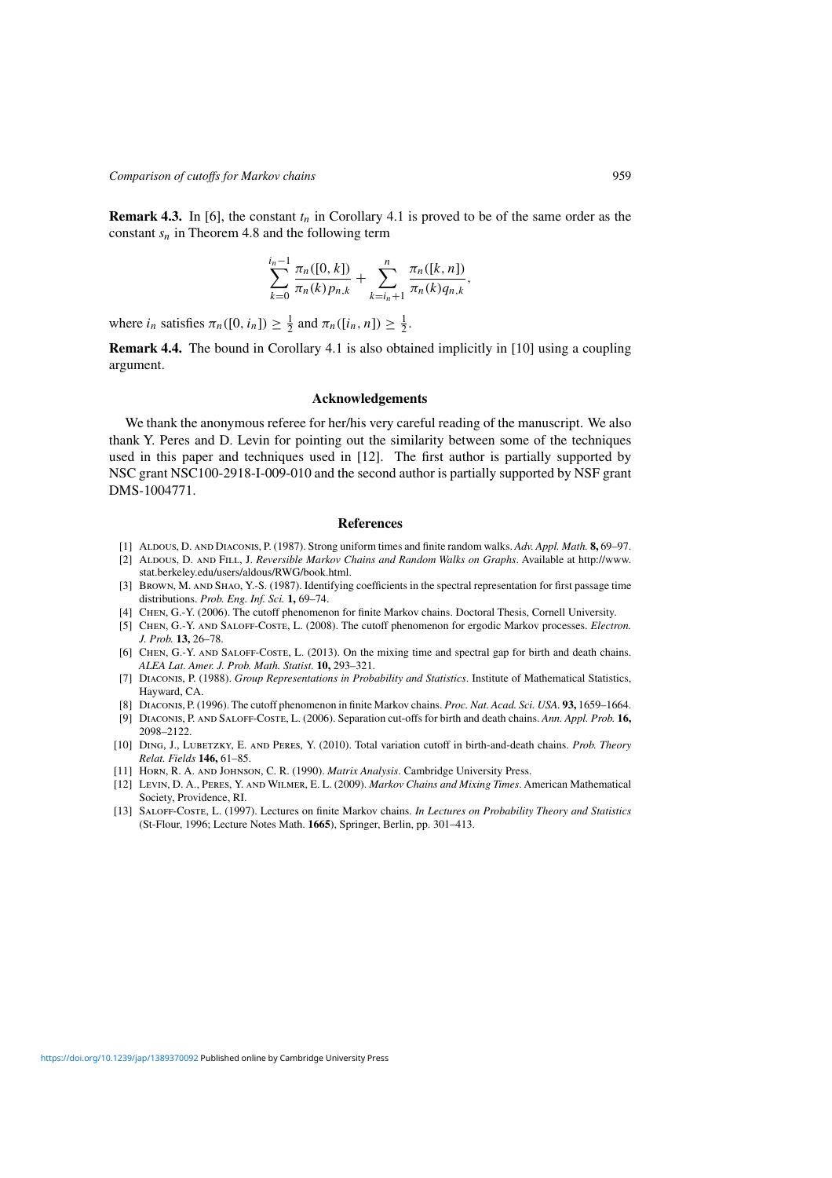**Remark 4.3.** In [6], the constant $t_n$ in Corollary 4.1 is proved to be of the same order as the constant $s_n$ in Theorem 4.8 and the following term

$$\sum_{k=0}^{i_n-1} \frac{\pi_n([0,k])}{\pi_n(k)p_{n,k}} + \sum_{k=i_n+1}^{n} \frac{\pi_n([k,n])}{\pi_n(k)q_{n,k}},$$

where $i_n$ satisfies $\pi_n([0,i_n]) \geq \frac{1}{2}$ and $\pi_n([i_n,n]) \geq \frac{1}{2}$.

**Remark 4.4.** The bound in Corollary 4.1 is also obtained implicitly in [10] using a coupling argument.

## Acknowledgements

We thank the anonymous referee for her/his very careful reading of the manuscript. We also thank Y. Peres and D. Levin for pointing out the similarity between some of the techniques used in this paper and techniques used in [12]. The first author is partially supported by NSC grant NSC100-2918-I-009-010 and the second author is partially supported by NSF grant DMS-1004771.

## References

[1] Aldous, D. and Diaconis, P. (1987). Strong uniform times and finite random walks. *Adv. Appl. Math.* **8,** 69–97.

[2] Aldous, D. and Fill, J. *Reversible Markov Chains and Random Walks on Graphs*. Available at http://www.stat.berkeley.edu/users/aldous/RWG/book.html.

[3] Brown, M. and Shao, Y.-S. (1987). Identifying coefficients in the spectral representation for first passage time distributions. *Prob. Eng. Inf. Sci.* **1,** 69–74.

[4] Chen, G.-Y. (2006). The cutoff phenomenon for finite Markov chains. Doctoral Thesis, Cornell University.

[5] Chen, G.-Y. and Saloff-Coste, L. (2008). The cutoff phenomenon for ergodic Markov processes. *Electron. J. Prob.* **13,** 26–78.

[6] Chen, G.-Y. and Saloff-Coste, L. (2013). On the mixing time and spectral gap for birth and death chains. *ALEA Lat. Amer. J. Prob. Math. Statist.* **10,** 293–321.

[7] Diaconis, P. (1988). *Group Representations in Probability and Statistics*. Institute of Mathematical Statistics, Hayward, CA.

[8] Diaconis, P. (1996). The cutoff phenomenon in finite Markov chains. *Proc. Nat. Acad. Sci. USA.* **93,** 1659–1664.

[9] Diaconis, P. and Saloff-Coste, L. (2006). Separation cut-offs for birth and death chains. *Ann. Appl. Prob.* **16,** 2098–2122.

[10] Ding, J., Lubetzky, E. and Peres, Y. (2010). Total variation cutoff in birth-and-death chains. *Prob. Theory Relat. Fields* **146,** 61–85.

[11] Horn, R. A. and Johnson, C. R. (1990). *Matrix Analysis*. Cambridge University Press.

[12] Levin, D. A., Peres, Y. and Wilmer, E. L. (2009). *Markov Chains and Mixing Times*. American Mathematical Society, Providence, RI.

[13] Saloff-Coste, L. (1997). Lectures on finite Markov chains. *In Lectures on Probability Theory and Statistics* (St-Flour, 1996; Lecture Notes Math. **1665**), Springer, Berlin, pp. 301–413.